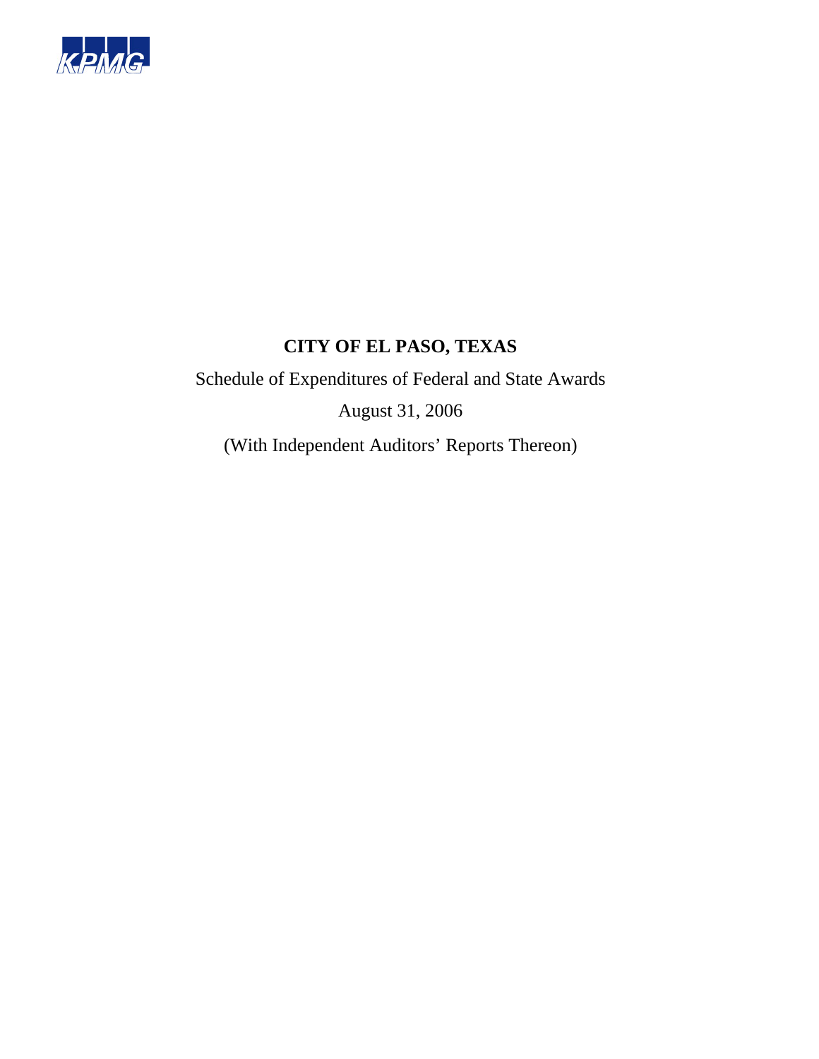# CITY OF EL PASO, TEXAS

Schedule of Expenditures of Federal and State Awards

August 31, 2006

(With Independent Auditors' Reports Thereon)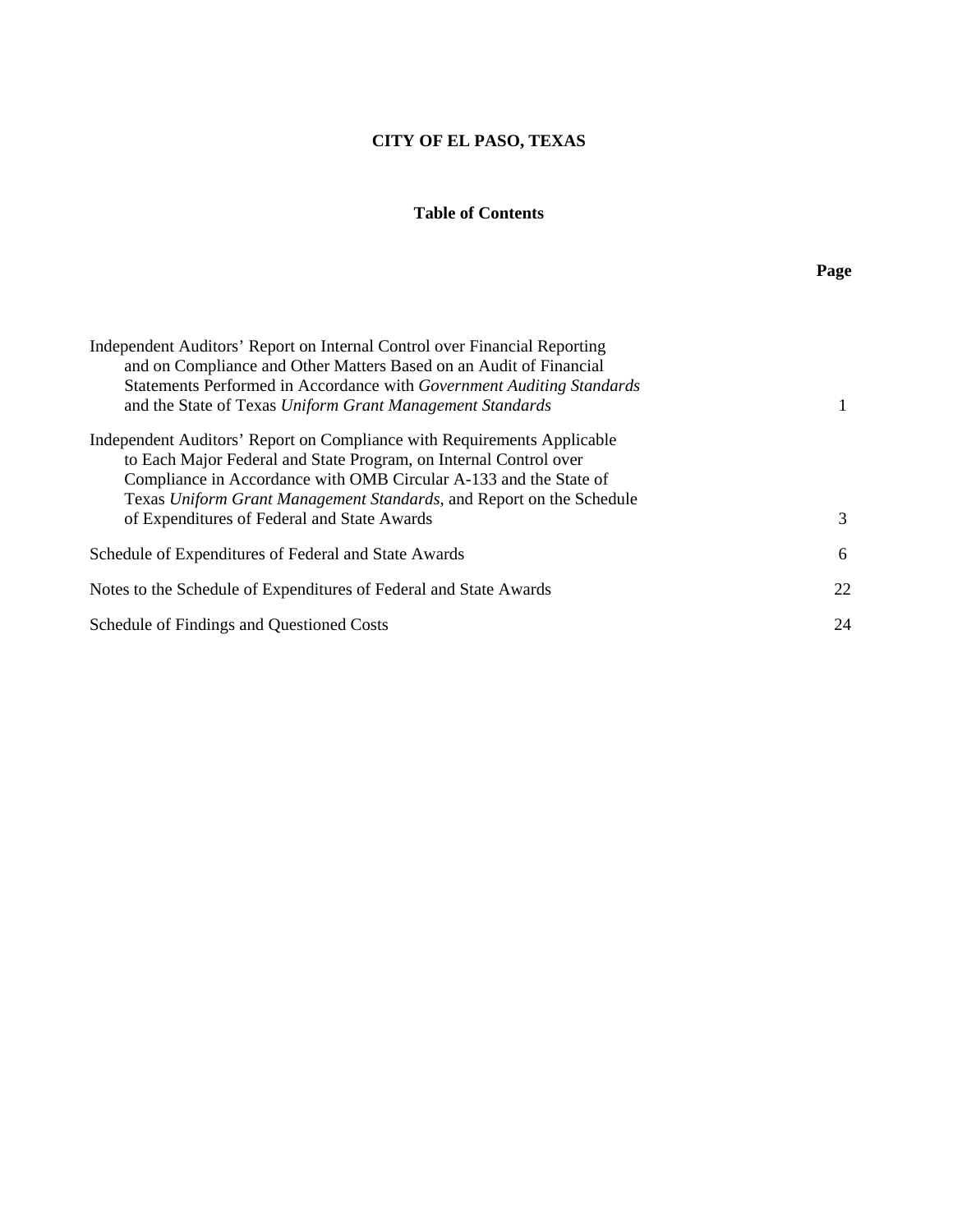# CITY OF EL PASO, TEXAS

## Table of Contents

| | Page |
|---|---|
| Independent Auditors' Report on Internal Control over Financial Reporting and on Compliance and Other Matters Based on an Audit of Financial Statements Performed in Accordance with *Government Auditing Standards* and the State of Texas *Uniform Grant Management Standards* | 1 |
| Independent Auditors' Report on Compliance with Requirements Applicable to Each Major Federal and State Program, on Internal Control over Compliance in Accordance with OMB Circular A-133 and the State of Texas *Uniform Grant Management Standards*, and Report on the Schedule of Expenditures of Federal and State Awards | 3 |
| Schedule of Expenditures of Federal and State Awards | 6 |
| Notes to the Schedule of Expenditures of Federal and State Awards | 22 |
| Schedule of Findings and Questioned Costs | 24 |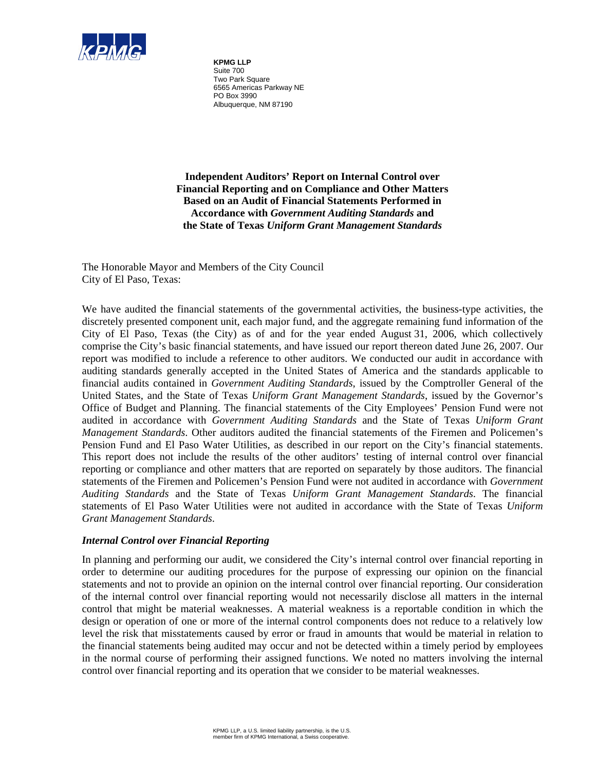**KPMG LLP**
Suite 700
Two Park Square
6565 Americas Parkway NE
PO Box 3990
Albuquerque, NM 87190

# Independent Auditors' Report on Internal Control over Financial Reporting and on Compliance and Other Matters Based on an Audit of Financial Statements Performed in Accordance with *Government Auditing Standards* and the State of Texas *Uniform Grant Management Standards*

The Honorable Mayor and Members of the City Council
City of El Paso, Texas:

We have audited the financial statements of the governmental activities, the business-type activities, the discretely presented component unit, each major fund, and the aggregate remaining fund information of the City of El Paso, Texas (the City) as of and for the year ended August 31, 2006, which collectively comprise the City's basic financial statements, and have issued our report thereon dated June 26, 2007. Our report was modified to include a reference to other auditors. We conducted our audit in accordance with auditing standards generally accepted in the United States of America and the standards applicable to financial audits contained in *Government Auditing Standards*, issued by the Comptroller General of the United States, and the State of Texas *Uniform Grant Management Standards*, issued by the Governor's Office of Budget and Planning. The financial statements of the City Employees' Pension Fund were not audited in accordance with *Government Auditing Standards* and the State of Texas *Uniform Grant Management Standards*. Other auditors audited the financial statements of the Firemen and Policemen's Pension Fund and El Paso Water Utilities, as described in our report on the City's financial statements. This report does not include the results of the other auditors' testing of internal control over financial reporting or compliance and other matters that are reported on separately by those auditors. The financial statements of the Firemen and Policemen's Pension Fund were not audited in accordance with *Government Auditing Standards* and the State of Texas *Uniform Grant Management Standards*. The financial statements of El Paso Water Utilities were not audited in accordance with the State of Texas *Uniform Grant Management Standards*.

### *Internal Control over Financial Reporting*

In planning and performing our audit, we considered the City's internal control over financial reporting in order to determine our auditing procedures for the purpose of expressing our opinion on the financial statements and not to provide an opinion on the internal control over financial reporting. Our consideration of the internal control over financial reporting would not necessarily disclose all matters in the internal control that might be material weaknesses. A material weakness is a reportable condition in which the design or operation of one or more of the internal control components does not reduce to a relatively low level the risk that misstatements caused by error or fraud in amounts that would be material in relation to the financial statements being audited may occur and not be detected within a timely period by employees in the normal course of performing their assigned functions. We noted no matters involving the internal control over financial reporting and its operation that we consider to be material weaknesses.

KPMG LLP, a U.S. limited liability partnership, is the U.S. member firm of KPMG International, a Swiss cooperative.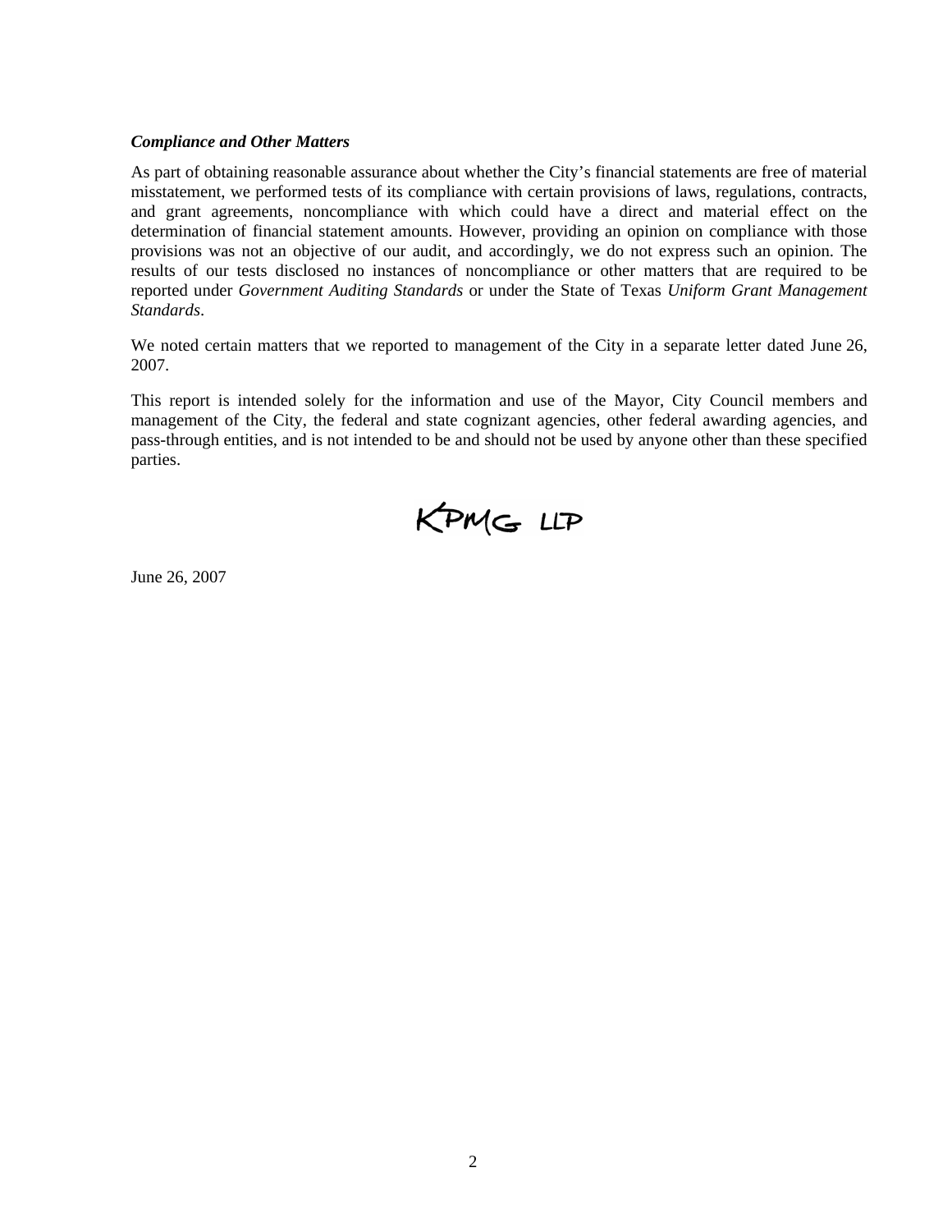***Compliance and Other Matters***

As part of obtaining reasonable assurance about whether the City's financial statements are free of material misstatement, we performed tests of its compliance with certain provisions of laws, regulations, contracts, and grant agreements, noncompliance with which could have a direct and material effect on the determination of financial statement amounts. However, providing an opinion on compliance with those provisions was not an objective of our audit, and accordingly, we do not express such an opinion. The results of our tests disclosed no instances of noncompliance or other matters that are required to be reported under *Government Auditing Standards* or under the State of Texas *Uniform Grant Management Standards*.

We noted certain matters that we reported to management of the City in a separate letter dated June 26, 2007.

This report is intended solely for the information and use of the Mayor, City Council members and management of the City, the federal and state cognizant agencies, other federal awarding agencies, and pass-through entities, and is not intended to be and should not be used by anyone other than these specified parties.

KPMG LLP

June 26, 2007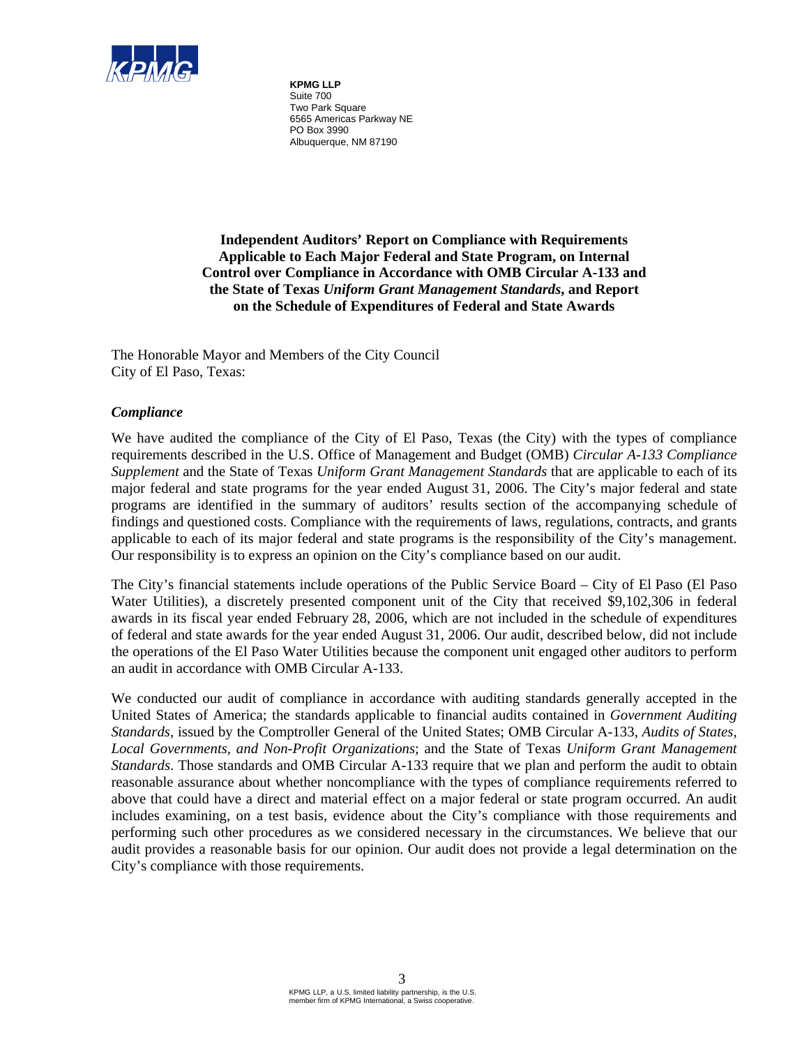**KPMG LLP**
Suite 700
Two Park Square
6565 Americas Parkway NE
PO Box 3990
Albuquerque, NM 87190

**Independent Auditors' Report on Compliance with Requirements Applicable to Each Major Federal and State Program, on Internal Control over Compliance in Accordance with OMB Circular A-133 and the State of Texas *Uniform Grant Management Standards*, and Report on the Schedule of Expenditures of Federal and State Awards**

The Honorable Mayor and Members of the City Council
City of El Paso, Texas:

***Compliance***

We have audited the compliance of the City of El Paso, Texas (the City) with the types of compliance requirements described in the U.S. Office of Management and Budget (OMB) *Circular A-133 Compliance Supplement* and the State of Texas *Uniform Grant Management Standards* that are applicable to each of its major federal and state programs for the year ended August 31, 2006. The City's major federal and state programs are identified in the summary of auditors' results section of the accompanying schedule of findings and questioned costs. Compliance with the requirements of laws, regulations, contracts, and grants applicable to each of its major federal and state programs is the responsibility of the City's management. Our responsibility is to express an opinion on the City's compliance based on our audit.

The City's financial statements include operations of the Public Service Board – City of El Paso (El Paso Water Utilities), a discretely presented component unit of the City that received $9,102,306 in federal awards in its fiscal year ended February 28, 2006, which are not included in the schedule of expenditures of federal and state awards for the year ended August 31, 2006. Our audit, described below, did not include the operations of the El Paso Water Utilities because the component unit engaged other auditors to perform an audit in accordance with OMB Circular A-133.

We conducted our audit of compliance in accordance with auditing standards generally accepted in the United States of America; the standards applicable to financial audits contained in *Government Auditing Standards*, issued by the Comptroller General of the United States; OMB Circular A-133, *Audits of States, Local Governments, and Non-Profit Organizations*; and the State of Texas *Uniform Grant Management Standards*. Those standards and OMB Circular A-133 require that we plan and perform the audit to obtain reasonable assurance about whether noncompliance with the types of compliance requirements referred to above that could have a direct and material effect on a major federal or state program occurred. An audit includes examining, on a test basis, evidence about the City's compliance with those requirements and performing such other procedures as we considered necessary in the circumstances. We believe that our audit provides a reasonable basis for our opinion. Our audit does not provide a legal determination on the City's compliance with those requirements.

KPMG LLP, a U.S. limited liability partnership, is the U.S. member firm of KPMG International, a Swiss cooperative.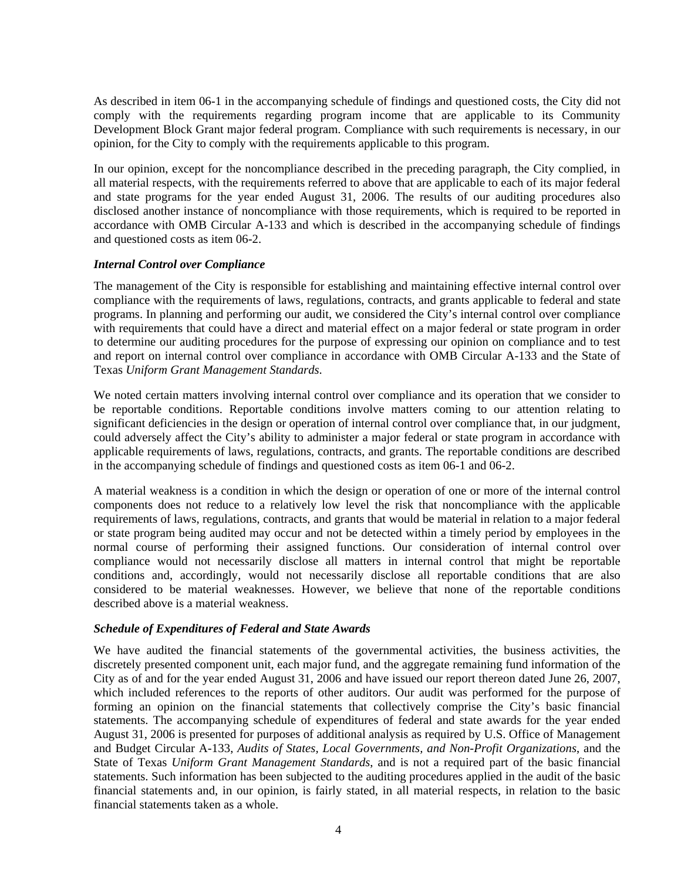As described in item 06-1 in the accompanying schedule of findings and questioned costs, the City did not comply with the requirements regarding program income that are applicable to its Community Development Block Grant major federal program. Compliance with such requirements is necessary, in our opinion, for the City to comply with the requirements applicable to this program.

In our opinion, except for the noncompliance described in the preceding paragraph, the City complied, in all material respects, with the requirements referred to above that are applicable to each of its major federal and state programs for the year ended August 31, 2006. The results of our auditing procedures also disclosed another instance of noncompliance with those requirements, which is required to be reported in accordance with OMB Circular A-133 and which is described in the accompanying schedule of findings and questioned costs as item 06-2.

***Internal Control over Compliance***

The management of the City is responsible for establishing and maintaining effective internal control over compliance with the requirements of laws, regulations, contracts, and grants applicable to federal and state programs. In planning and performing our audit, we considered the City's internal control over compliance with requirements that could have a direct and material effect on a major federal or state program in order to determine our auditing procedures for the purpose of expressing our opinion on compliance and to test and report on internal control over compliance in accordance with OMB Circular A-133 and the State of Texas *Uniform Grant Management Standards*.

We noted certain matters involving internal control over compliance and its operation that we consider to be reportable conditions. Reportable conditions involve matters coming to our attention relating to significant deficiencies in the design or operation of internal control over compliance that, in our judgment, could adversely affect the City's ability to administer a major federal or state program in accordance with applicable requirements of laws, regulations, contracts, and grants. The reportable conditions are described in the accompanying schedule of findings and questioned costs as item 06-1 and 06-2.

A material weakness is a condition in which the design or operation of one or more of the internal control components does not reduce to a relatively low level the risk that noncompliance with the applicable requirements of laws, regulations, contracts, and grants that would be material in relation to a major federal or state program being audited may occur and not be detected within a timely period by employees in the normal course of performing their assigned functions. Our consideration of internal control over compliance would not necessarily disclose all matters in internal control that might be reportable conditions and, accordingly, would not necessarily disclose all reportable conditions that are also considered to be material weaknesses. However, we believe that none of the reportable conditions described above is a material weakness.

***Schedule of Expenditures of Federal and State Awards***

We have audited the financial statements of the governmental activities, the business activities, the discretely presented component unit, each major fund, and the aggregate remaining fund information of the City as of and for the year ended August 31, 2006 and have issued our report thereon dated June 26, 2007, which included references to the reports of other auditors. Our audit was performed for the purpose of forming an opinion on the financial statements that collectively comprise the City's basic financial statements. The accompanying schedule of expenditures of federal and state awards for the year ended August 31, 2006 is presented for purposes of additional analysis as required by U.S. Office of Management and Budget Circular A-133, *Audits of States, Local Governments, and Non-Profit Organizations*, and the State of Texas *Uniform Grant Management Standards*, and is not a required part of the basic financial statements. Such information has been subjected to the auditing procedures applied in the audit of the basic financial statements and, in our opinion, is fairly stated, in all material respects, in relation to the basic financial statements taken as a whole.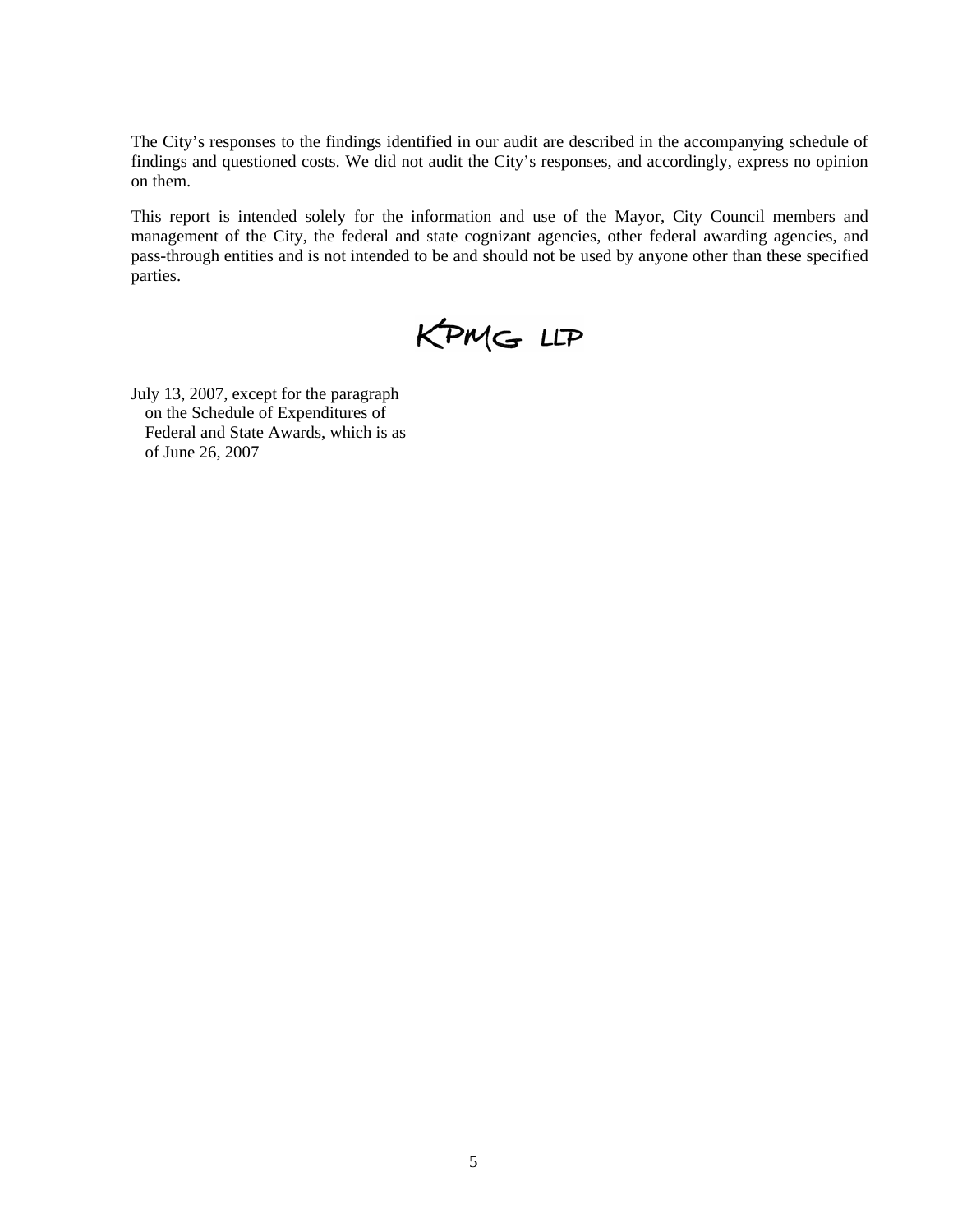The City's responses to the findings identified in our audit are described in the accompanying schedule of findings and questioned costs. We did not audit the City's responses, and accordingly, express no opinion on them.

This report is intended solely for the information and use of the Mayor, City Council members and management of the City, the federal and state cognizant agencies, other federal awarding agencies, and pass-through entities and is not intended to be and should not be used by anyone other than these specified parties.

KPMG LLP

July 13, 2007, except for the paragraph on the Schedule of Expenditures of Federal and State Awards, which is as of June 26, 2007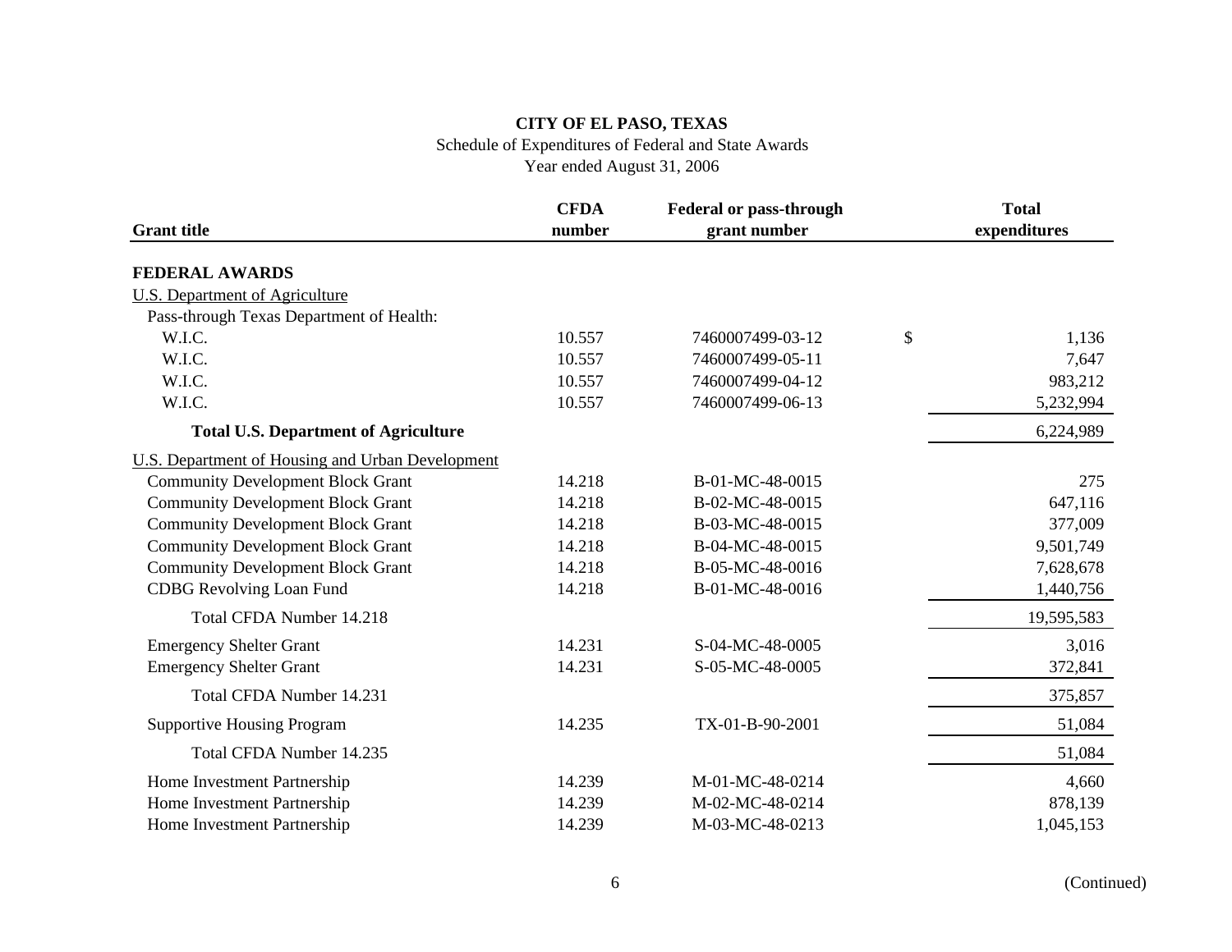**CITY OF EL PASO, TEXAS**

Schedule of Expenditures of Federal and State Awards

Year ended August 31, 2006

| Grant title | CFDA number | Federal or pass-through grant number | Total expenditures |
|---|---|---|---|
| **FEDERAL AWARDS** | | | |
| U.S. Department of Agriculture | | | |
| Pass-through Texas Department of Health: | | | |
| W.I.C. | 10.557 | 7460007499-03-12 | $ 1,136 |
| W.I.C. | 10.557 | 7460007499-05-11 | 7,647 |
| W.I.C. | 10.557 | 7460007499-04-12 | 983,212 |
| W.I.C. | 10.557 | 7460007499-06-13 | 5,232,994 |
| **Total U.S. Department of Agriculture** | | | 6,224,989 |
| U.S. Department of Housing and Urban Development | | | |
| Community Development Block Grant | 14.218 | B-01-MC-48-0015 | 275 |
| Community Development Block Grant | 14.218 | B-02-MC-48-0015 | 647,116 |
| Community Development Block Grant | 14.218 | B-03-MC-48-0015 | 377,009 |
| Community Development Block Grant | 14.218 | B-04-MC-48-0015 | 9,501,749 |
| Community Development Block Grant | 14.218 | B-05-MC-48-0016 | 7,628,678 |
| CDBG Revolving Loan Fund | 14.218 | B-01-MC-48-0016 | 1,440,756 |
| Total CFDA Number 14.218 | | | 19,595,583 |
| Emergency Shelter Grant | 14.231 | S-04-MC-48-0005 | 3,016 |
| Emergency Shelter Grant | 14.231 | S-05-MC-48-0005 | 372,841 |
| Total CFDA Number 14.231 | | | 375,857 |
| Supportive Housing Program | 14.235 | TX-01-B-90-2001 | 51,084 |
| Total CFDA Number 14.235 | | | 51,084 |
| Home Investment Partnership | 14.239 | M-01-MC-48-0214 | 4,660 |
| Home Investment Partnership | 14.239 | M-02-MC-48-0214 | 878,139 |
| Home Investment Partnership | 14.239 | M-03-MC-48-0213 | 1,045,153 |

(Continued)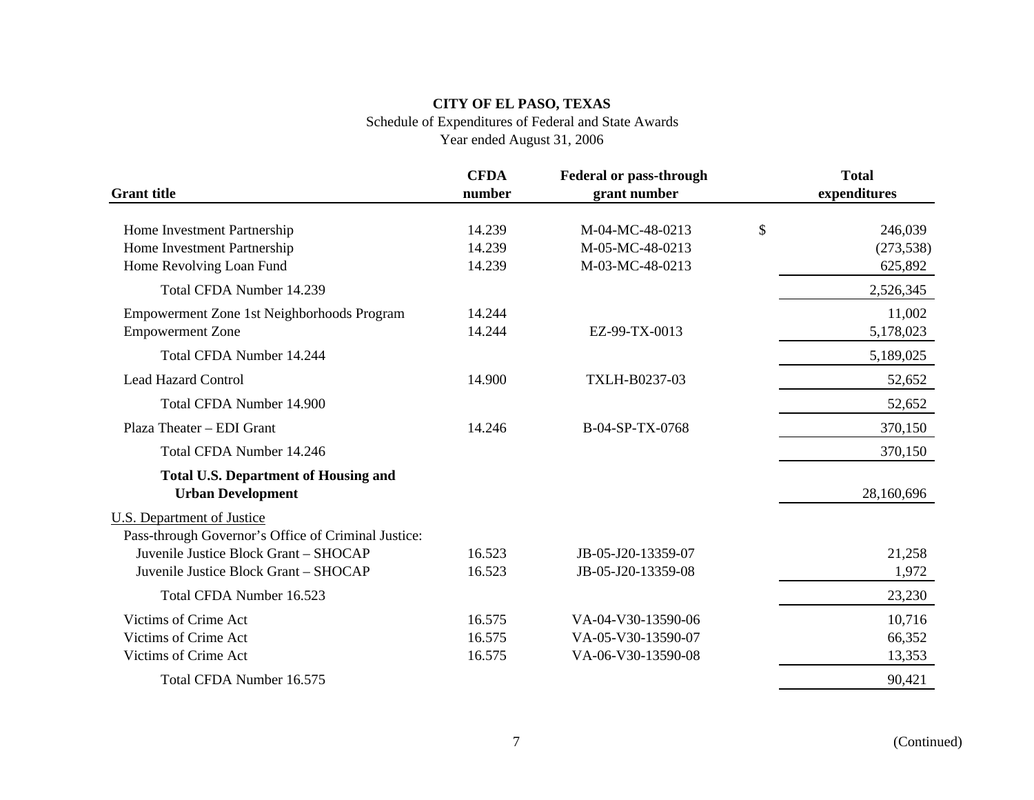**CITY OF EL PASO, TEXAS**

Schedule of Expenditures of Federal and State Awards

Year ended August 31, 2006

| Grant title | CFDA number | Federal or pass-through grant number | Total expenditures |
|---|---|---|---|
| Home Investment Partnership | 14.239 | M-04-MC-48-0213 | $ 246,039 |
| Home Investment Partnership | 14.239 | M-05-MC-48-0213 | (273,538) |
| Home Revolving Loan Fund | 14.239 | M-03-MC-48-0213 | 625,892 |
| Total CFDA Number 14.239 | | | 2,526,345 |
| Empowerment Zone 1st Neighborhoods Program | 14.244 | | 11,002 |
| Empowerment Zone | 14.244 | EZ-99-TX-0013 | 5,178,023 |
| Total CFDA Number 14.244 | | | 5,189,025 |
| Lead Hazard Control | 14.900 | TXLH-B0237-03 | 52,652 |
| Total CFDA Number 14.900 | | | 52,652 |
| Plaza Theater – EDI Grant | 14.246 | B-04-SP-TX-0768 | 370,150 |
| Total CFDA Number 14.246 | | | 370,150 |
| **Total U.S. Department of Housing and Urban Development** | | | 28,160,696 |
| U.S. Department of Justice | | | |
| Pass-through Governor's Office of Criminal Justice: | | | |
| Juvenile Justice Block Grant – SHOCAP | 16.523 | JB-05-J20-13359-07 | 21,258 |
| Juvenile Justice Block Grant – SHOCAP | 16.523 | JB-05-J20-13359-08 | 1,972 |
| Total CFDA Number 16.523 | | | 23,230 |
| Victims of Crime Act | 16.575 | VA-04-V30-13590-06 | 10,716 |
| Victims of Crime Act | 16.575 | VA-05-V30-13590-07 | 66,352 |
| Victims of Crime Act | 16.575 | VA-06-V30-13590-08 | 13,353 |
| Total CFDA Number 16.575 | | | 90,421 |

(Continued)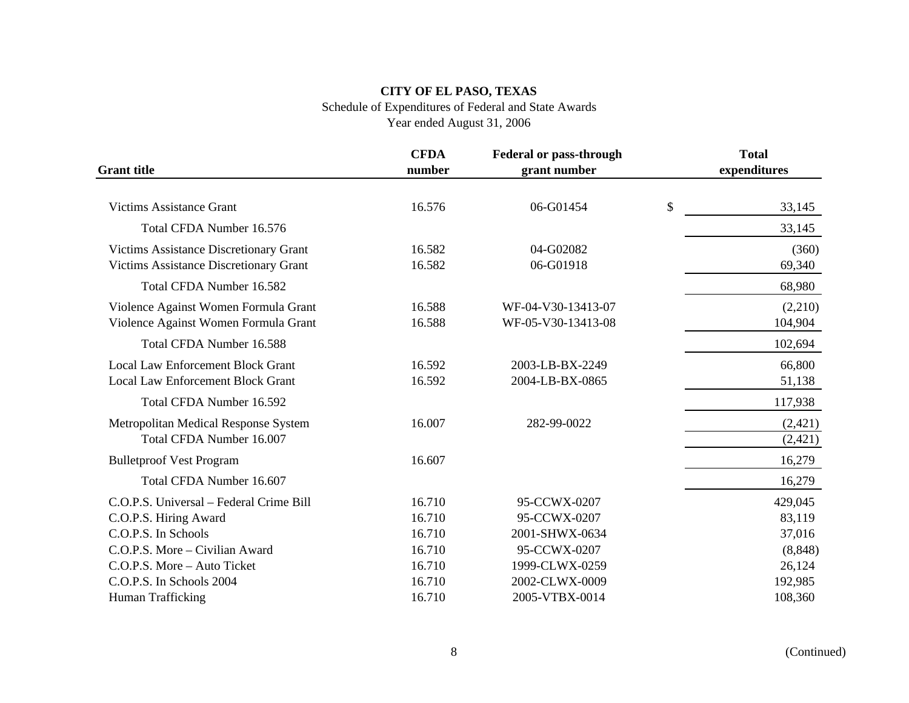**CITY OF EL PASO, TEXAS**

Schedule of Expenditures of Federal and State Awards

Year ended August 31, 2006

| Grant title | CFDA number | Federal or pass-through grant number | Total expenditures |
|---|---|---|---|
| Victims Assistance Grant | 16.576 | 06-G01454 | $ 33,145 |
| Total CFDA Number 16.576 | | | 33,145 |
| Victims Assistance Discretionary Grant | 16.582 | 04-G02082 | (360) |
| Victims Assistance Discretionary Grant | 16.582 | 06-G01918 | 69,340 |
| Total CFDA Number 16.582 | | | 68,980 |
| Violence Against Women Formula Grant | 16.588 | WF-04-V30-13413-07 | (2,210) |
| Violence Against Women Formula Grant | 16.588 | WF-05-V30-13413-08 | 104,904 |
| Total CFDA Number 16.588 | | | 102,694 |
| Local Law Enforcement Block Grant | 16.592 | 2003-LB-BX-2249 | 66,800 |
| Local Law Enforcement Block Grant | 16.592 | 2004-LB-BX-0865 | 51,138 |
| Total CFDA Number 16.592 | | | 117,938 |
| Metropolitan Medical Response System | 16.007 | 282-99-0022 | (2,421) |
| Total CFDA Number 16.007 | | | (2,421) |
| Bulletproof Vest Program | 16.607 | | 16,279 |
| Total CFDA Number 16.607 | | | 16,279 |
| C.O.P.S. Universal – Federal Crime Bill | 16.710 | 95-CCWX-0207 | 429,045 |
| C.O.P.S. Hiring Award | 16.710 | 95-CCWX-0207 | 83,119 |
| C.O.P.S. In Schools | 16.710 | 2001-SHWX-0634 | 37,016 |
| C.O.P.S. More – Civilian Award | 16.710 | 95-CCWX-0207 | (8,848) |
| C.O.P.S. More – Auto Ticket | 16.710 | 1999-CLWX-0259 | 26,124 |
| C.O.P.S. In Schools 2004 | 16.710 | 2002-CLWX-0009 | 192,985 |
| Human Trafficking | 16.710 | 2005-VTBX-0014 | 108,360 |

(Continued)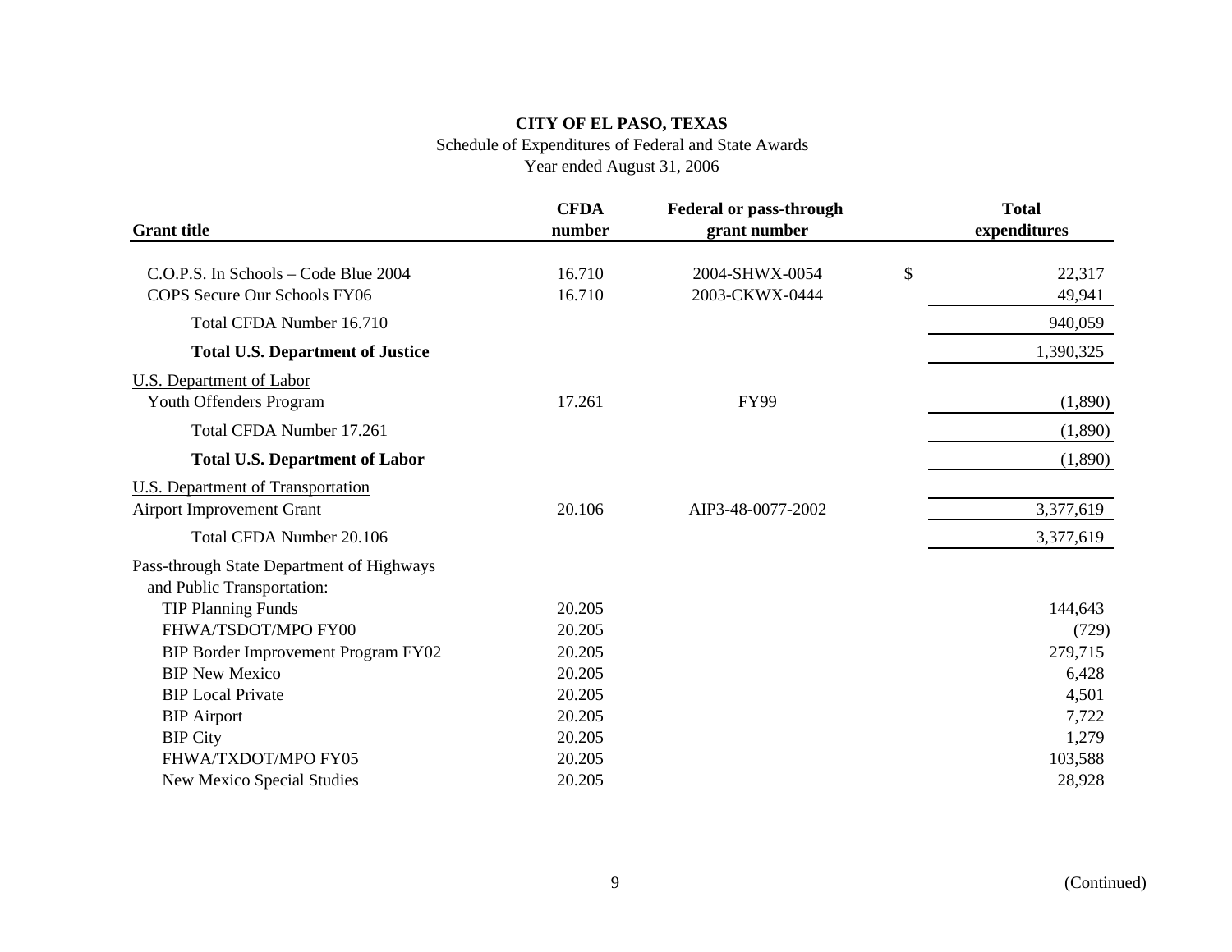**CITY OF EL PASO, TEXAS**

Schedule of Expenditures of Federal and State Awards

Year ended August 31, 2006

| Grant title | CFDA number | Federal or pass-through grant number | | Total expenditures |
|---|---|---|---|---|
| C.O.P.S. In Schools – Code Blue 2004 | 16.710 | 2004-SHWX-0054 | $ | 22,317 |
| COPS Secure Our Schools FY06 | 16.710 | 2003-CKWX-0444 | | 49,941 |
| Total CFDA Number 16.710 | | | | 940,059 |
| **Total U.S. Department of Justice** | | | | 1,390,325 |
| U.S. Department of Labor | | | | |
| Youth Offenders Program | 17.261 | FY99 | | (1,890) |
| Total CFDA Number 17.261 | | | | (1,890) |
| **Total U.S. Department of Labor** | | | | (1,890) |
| U.S. Department of Transportation | | | | |
| Airport Improvement Grant | 20.106 | AIP3-48-0077-2002 | | 3,377,619 |
| Total CFDA Number 20.106 | | | | 3,377,619 |
| Pass-through State Department of Highways and Public Transportation: | | | | |
| TIP Planning Funds | 20.205 | | | 144,643 |
| FHWA/TSDOT/MPO FY00 | 20.205 | | | (729) |
| BIP Border Improvement Program FY02 | 20.205 | | | 279,715 |
| BIP New Mexico | 20.205 | | | 6,428 |
| BIP Local Private | 20.205 | | | 4,501 |
| BIP Airport | 20.205 | | | 7,722 |
| BIP City | 20.205 | | | 1,279 |
| FHWA/TXDOT/MPO FY05 | 20.205 | | | 103,588 |
| New Mexico Special Studies | 20.205 | | | 28,928 |

(Continued)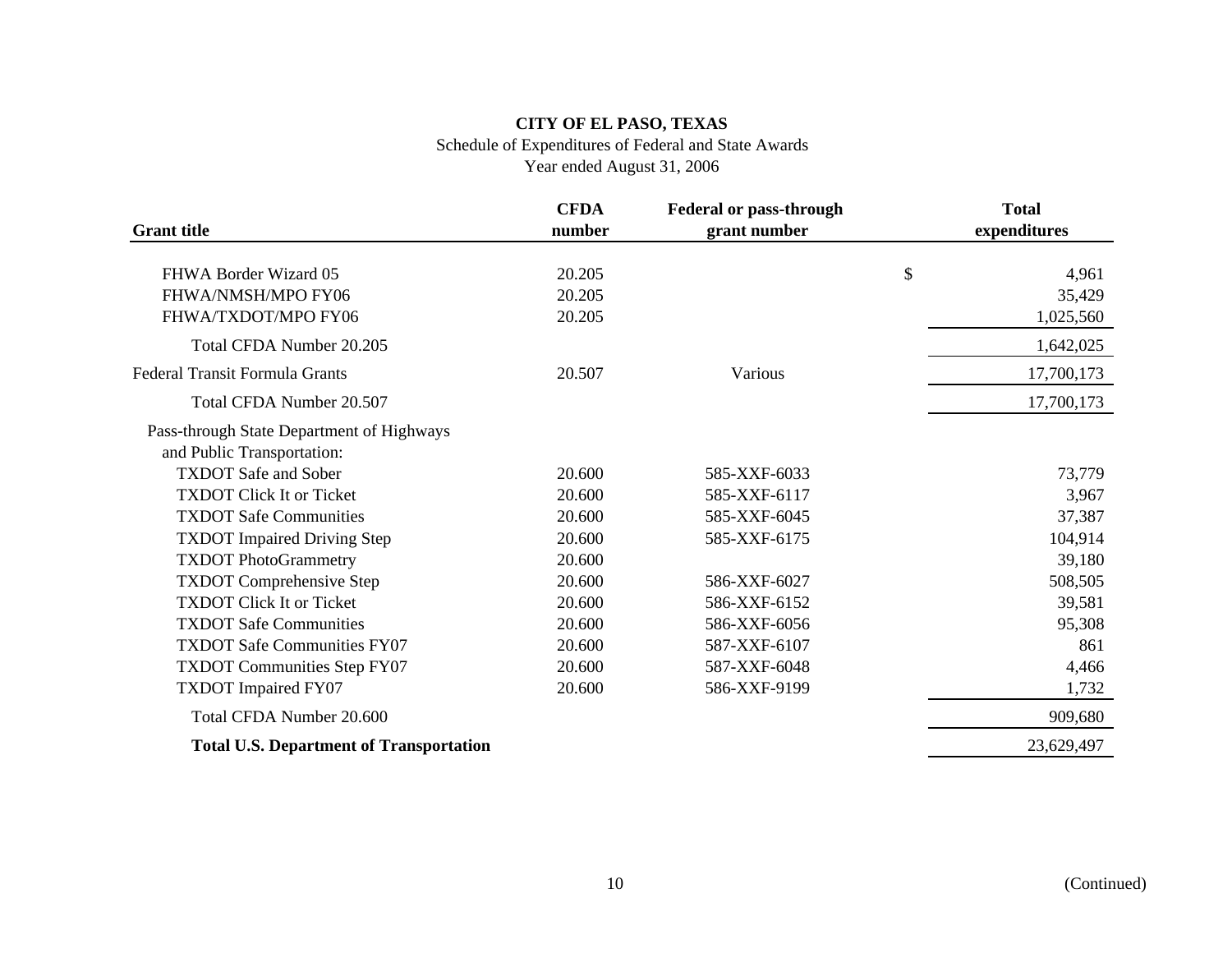**CITY OF EL PASO, TEXAS**

Schedule of Expenditures of Federal and State Awards

Year ended August 31, 2006

| Grant title | CFDA number | Federal or pass-through grant number | Total expenditures |
|---|---|---|---|
| FHWA Border Wizard 05 | 20.205 | | $ 4,961 |
| FHWA/NMSH/MPO FY06 | 20.205 | | 35,429 |
| FHWA/TXDOT/MPO FY06 | 20.205 | | 1,025,560 |
| Total CFDA Number 20.205 | | | 1,642,025 |
| Federal Transit Formula Grants | 20.507 | Various | 17,700,173 |
| Total CFDA Number 20.507 | | | 17,700,173 |
| Pass-through State Department of Highways and Public Transportation: | | | |
| TXDOT Safe and Sober | 20.600 | 585-XXF-6033 | 73,779 |
| TXDOT Click It or Ticket | 20.600 | 585-XXF-6117 | 3,967 |
| TXDOT Safe Communities | 20.600 | 585-XXF-6045 | 37,387 |
| TXDOT Impaired Driving Step | 20.600 | 585-XXF-6175 | 104,914 |
| TXDOT PhotoGrammetry | 20.600 | | 39,180 |
| TXDOT Comprehensive Step | 20.600 | 586-XXF-6027 | 508,505 |
| TXDOT Click It or Ticket | 20.600 | 586-XXF-6152 | 39,581 |
| TXDOT Safe Communities | 20.600 | 586-XXF-6056 | 95,308 |
| TXDOT Safe Communities FY07 | 20.600 | 587-XXF-6107 | 861 |
| TXDOT Communities Step FY07 | 20.600 | 587-XXF-6048 | 4,466 |
| TXDOT Impaired FY07 | 20.600 | 586-XXF-9199 | 1,732 |
| Total CFDA Number 20.600 | | | 909,680 |
| **Total U.S. Department of Transportation** | | | 23,629,497 |

(Continued)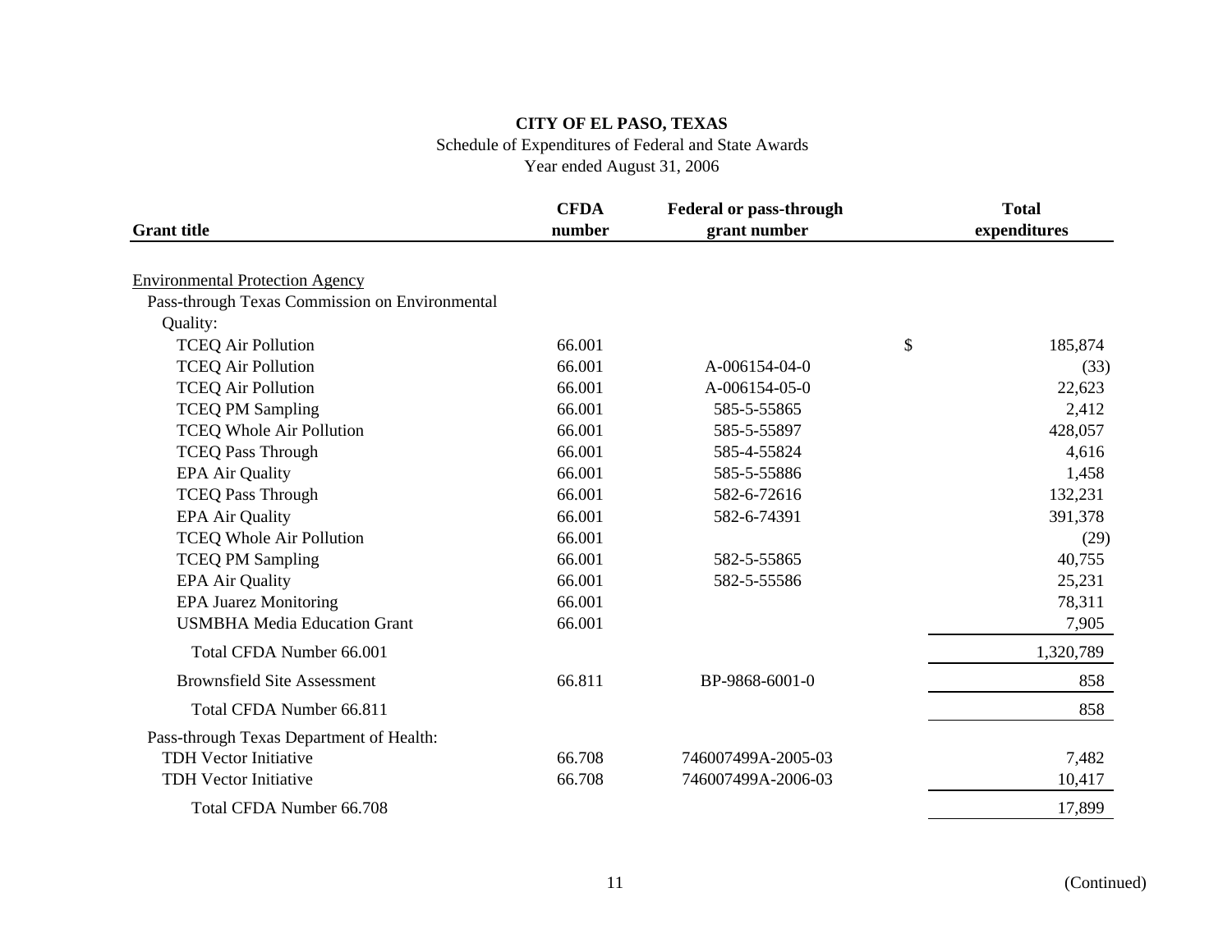**CITY OF EL PASO, TEXAS**

Schedule of Expenditures of Federal and State Awards

Year ended August 31, 2006

| Grant title | CFDA number | Federal or pass-through grant number | Total expenditures |
|---|---|---|---|
| Environmental Protection Agency | | | |
| Pass-through Texas Commission on Environmental Quality: | | | |
| TCEQ Air Pollution | 66.001 | | $ 185,874 |
| TCEQ Air Pollution | 66.001 | A-006154-04-0 | (33) |
| TCEQ Air Pollution | 66.001 | A-006154-05-0 | 22,623 |
| TCEQ PM Sampling | 66.001 | 585-5-55865 | 2,412 |
| TCEQ Whole Air Pollution | 66.001 | 585-5-55897 | 428,057 |
| TCEQ Pass Through | 66.001 | 585-4-55824 | 4,616 |
| EPA Air Quality | 66.001 | 585-5-55886 | 1,458 |
| TCEQ Pass Through | 66.001 | 582-6-72616 | 132,231 |
| EPA Air Quality | 66.001 | 582-6-74391 | 391,378 |
| TCEQ Whole Air Pollution | 66.001 | | (29) |
| TCEQ PM Sampling | 66.001 | 582-5-55865 | 40,755 |
| EPA Air Quality | 66.001 | 582-5-55586 | 25,231 |
| EPA Juarez Monitoring | 66.001 | | 78,311 |
| USMBHA Media Education Grant | 66.001 | | 7,905 |
| Total CFDA Number 66.001 | | | 1,320,789 |
| Brownsfield Site Assessment | 66.811 | BP-9868-6001-0 | 858 |
| Total CFDA Number 66.811 | | | 858 |
| Pass-through Texas Department of Health: | | | |
| TDH Vector Initiative | 66.708 | 746007499A-2005-03 | 7,482 |
| TDH Vector Initiative | 66.708 | 746007499A-2006-03 | 10,417 |
| Total CFDA Number 66.708 | | | 17,899 |

(Continued)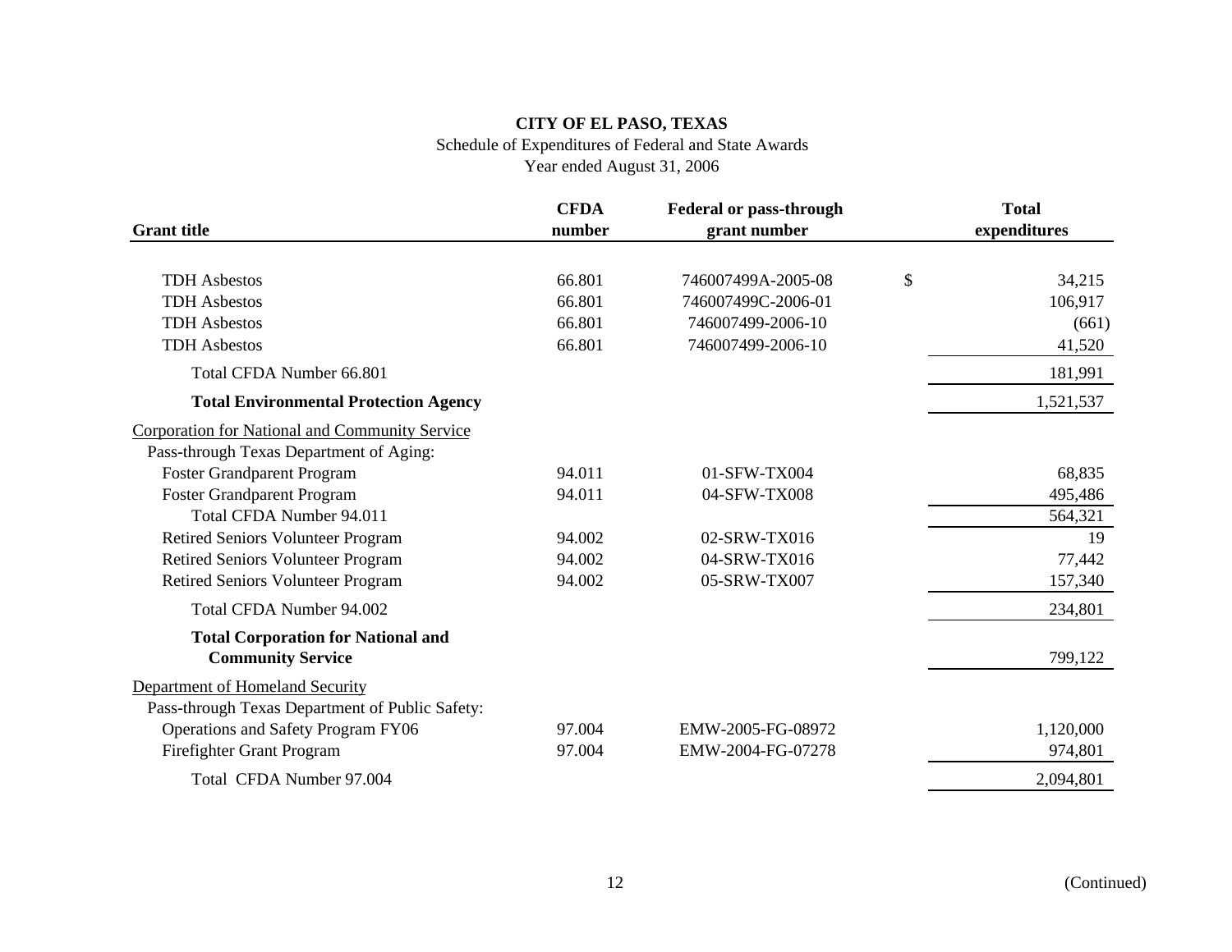**CITY OF EL PASO, TEXAS**

Schedule of Expenditures of Federal and State Awards

Year ended August 31, 2006

| Grant title | CFDA number | Federal or pass-through grant number | Total expenditures |
|---|---|---|---|
| TDH Asbestos | 66.801 | 746007499A-2005-08 | $ 34,215 |
| TDH Asbestos | 66.801 | 746007499C-2006-01 | 106,917 |
| TDH Asbestos | 66.801 | 746007499-2006-10 | (661) |
| TDH Asbestos | 66.801 | 746007499-2006-10 | 41,520 |
| Total CFDA Number 66.801 | | | 181,991 |
| **Total Environmental Protection Agency** | | | 1,521,537 |
| Corporation for National and Community Service | | | |
| Pass-through Texas Department of Aging: | | | |
| Foster Grandparent Program | 94.011 | 01-SFW-TX004 | 68,835 |
| Foster Grandparent Program | 94.011 | 04-SFW-TX008 | 495,486 |
| Total CFDA Number 94.011 | | | 564,321 |
| Retired Seniors Volunteer Program | 94.002 | 02-SRW-TX016 | 19 |
| Retired Seniors Volunteer Program | 94.002 | 04-SRW-TX016 | 77,442 |
| Retired Seniors Volunteer Program | 94.002 | 05-SRW-TX007 | 157,340 |
| Total CFDA Number 94.002 | | | 234,801 |
| **Total Corporation for National and Community Service** | | | 799,122 |
| Department of Homeland Security | | | |
| Pass-through Texas Department of Public Safety: | | | |
| Operations and Safety Program FY06 | 97.004 | EMW-2005-FG-08972 | 1,120,000 |
| Firefighter Grant Program | 97.004 | EMW-2004-FG-07278 | 974,801 |
| Total CFDA Number 97.004 | | | 2,094,801 |

(Continued)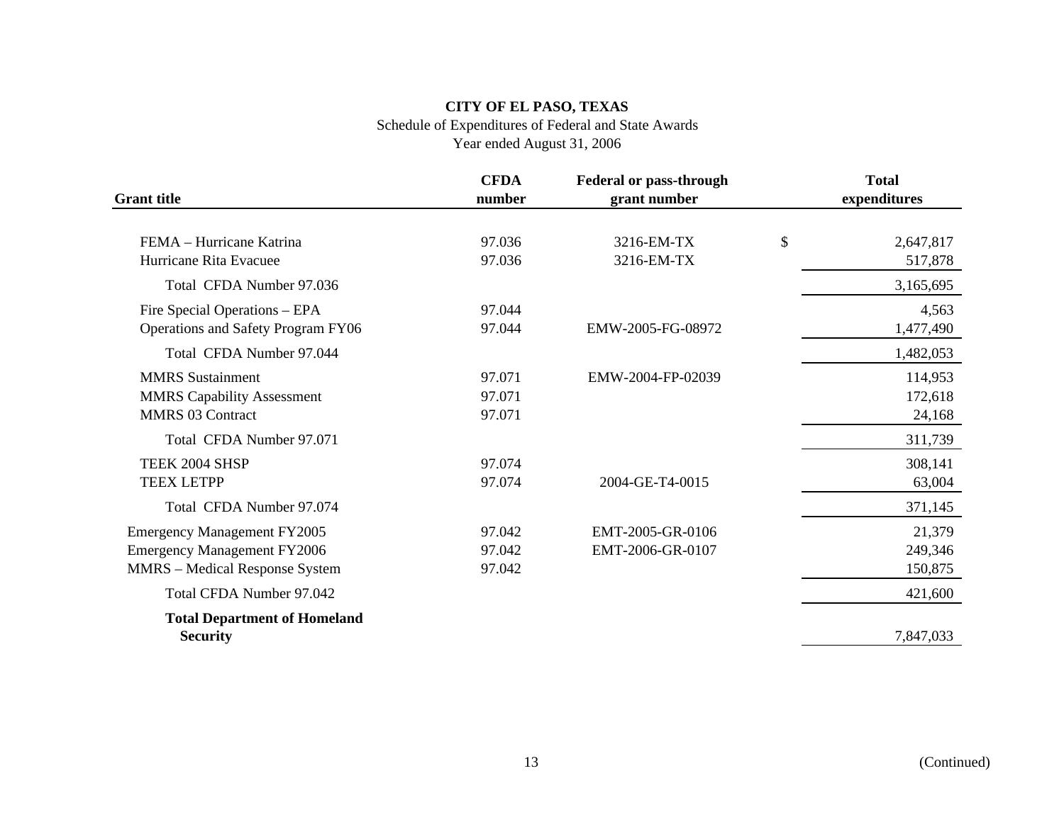**CITY OF EL PASO, TEXAS**

Schedule of Expenditures of Federal and State Awards

Year ended August 31, 2006

| Grant title | CFDA number | Federal or pass-through grant number | | Total expenditures |
|---|---|---|---|---|
| FEMA – Hurricane Katrina | 97.036 | 3216-EM-TX | $ | 2,647,817 |
| Hurricane Rita Evacuee | 97.036 | 3216-EM-TX | | 517,878 |
| Total CFDA Number 97.036 | | | | 3,165,695 |
| Fire Special Operations – EPA | 97.044 | | | 4,563 |
| Operations and Safety Program FY06 | 97.044 | EMW-2005-FG-08972 | | 1,477,490 |
| Total CFDA Number 97.044 | | | | 1,482,053 |
| MMRS Sustainment | 97.071 | EMW-2004-FP-02039 | | 114,953 |
| MMRS Capability Assessment | 97.071 | | | 172,618 |
| MMRS 03 Contract | 97.071 | | | 24,168 |
| Total CFDA Number 97.071 | | | | 311,739 |
| TEEK 2004 SHSP | 97.074 | | | 308,141 |
| TEEX LETPP | 97.074 | 2004-GE-T4-0015 | | 63,004 |
| Total CFDA Number 97.074 | | | | 371,145 |
| Emergency Management FY2005 | 97.042 | EMT-2005-GR-0106 | | 21,379 |
| Emergency Management FY2006 | 97.042 | EMT-2006-GR-0107 | | 249,346 |
| MMRS – Medical Response System | 97.042 | | | 150,875 |
| Total CFDA Number 97.042 | | | | 421,600 |
| **Total Department of Homeland Security** | | | | 7,847,033 |

(Continued)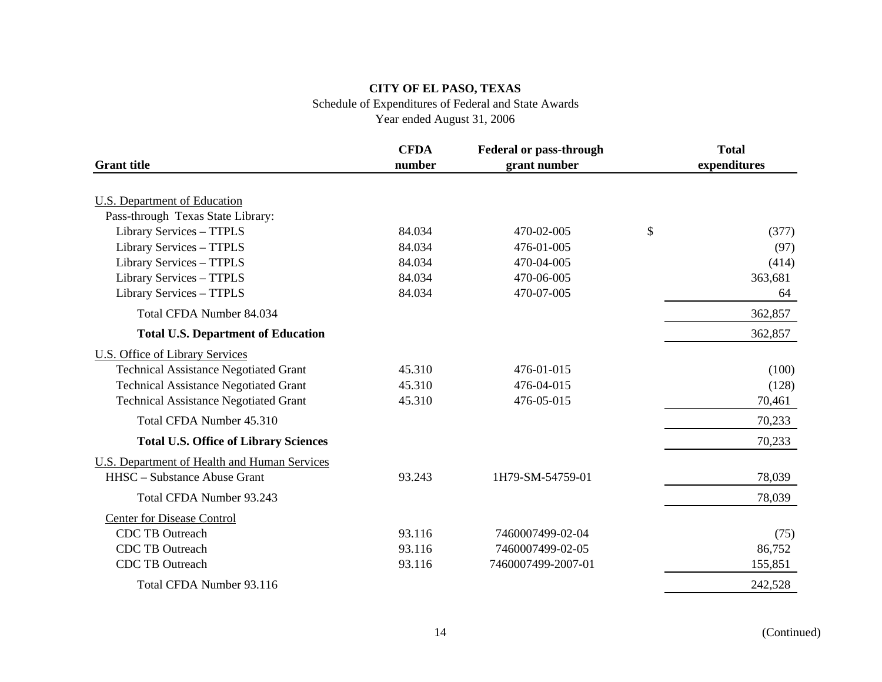**CITY OF EL PASO, TEXAS**

Schedule of Expenditures of Federal and State Awards

Year ended August 31, 2006

| Grant title | CFDA number | Federal or pass-through grant number | | Total expenditures |
|---|---|---|---|---|
| U.S. Department of Education | | | | |
| Pass-through Texas State Library: | | | | |
| Library Services – TTPLS | 84.034 | 470-02-005 | $ | (377) |
| Library Services – TTPLS | 84.034 | 476-01-005 | | (97) |
| Library Services – TTPLS | 84.034 | 470-04-005 | | (414) |
| Library Services – TTPLS | 84.034 | 470-06-005 | | 363,681 |
| Library Services – TTPLS | 84.034 | 470-07-005 | | 64 |
| Total CFDA Number 84.034 | | | | 362,857 |
| **Total U.S. Department of Education** | | | | 362,857 |
| U.S. Office of Library Services | | | | |
| Technical Assistance Negotiated Grant | 45.310 | 476-01-015 | | (100) |
| Technical Assistance Negotiated Grant | 45.310 | 476-04-015 | | (128) |
| Technical Assistance Negotiated Grant | 45.310 | 476-05-015 | | 70,461 |
| Total CFDA Number 45.310 | | | | 70,233 |
| **Total U.S. Office of Library Sciences** | | | | 70,233 |
| U.S. Department of Health and Human Services | | | | |
| HHSC – Substance Abuse Grant | 93.243 | 1H79-SM-54759-01 | | 78,039 |
| Total CFDA Number 93.243 | | | | 78,039 |
| Center for Disease Control | | | | |
| CDC TB Outreach | 93.116 | 7460007499-02-04 | | (75) |
| CDC TB Outreach | 93.116 | 7460007499-02-05 | | 86,752 |
| CDC TB Outreach | 93.116 | 7460007499-2007-01 | | 155,851 |
| Total CFDA Number 93.116 | | | | 242,528 |

(Continued)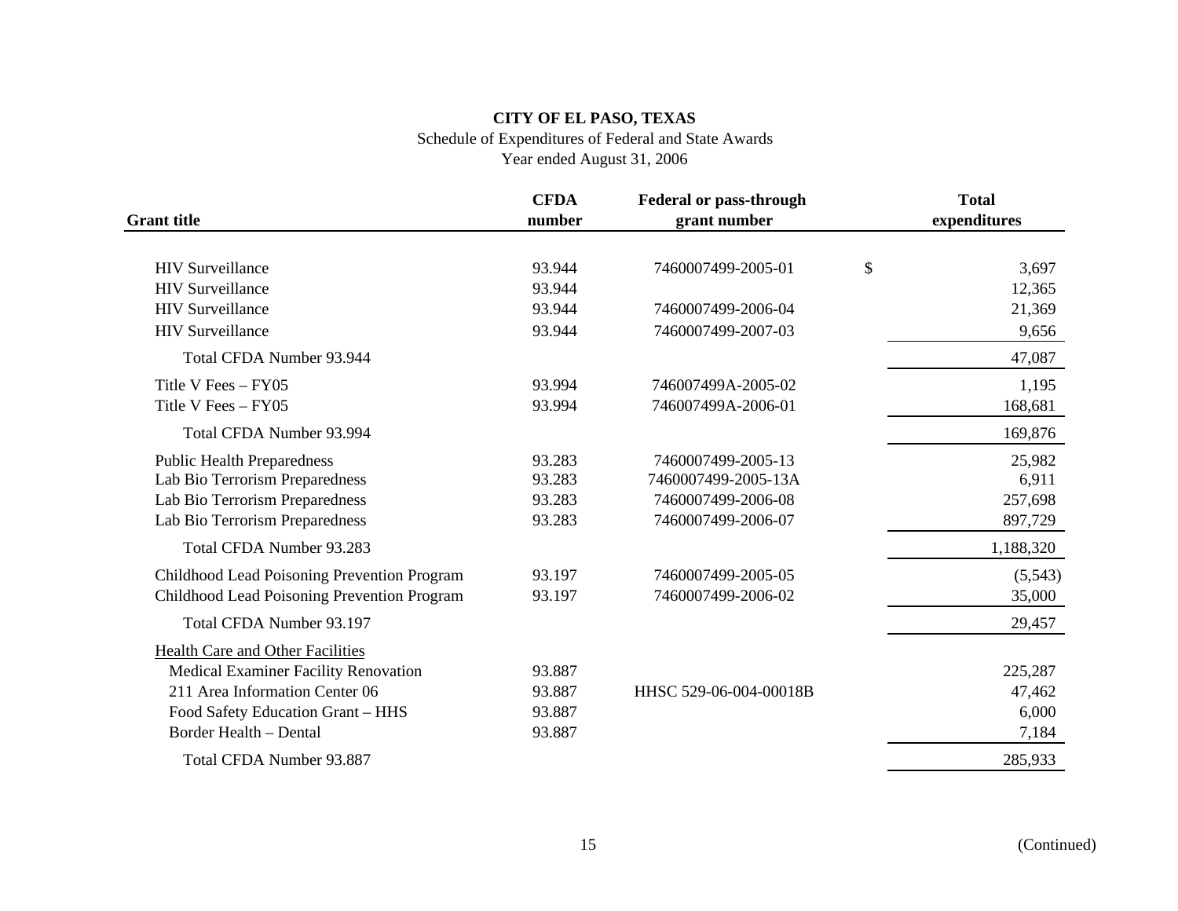**CITY OF EL PASO, TEXAS**

Schedule of Expenditures of Federal and State Awards

Year ended August 31, 2006

| Grant title | CFDA number | Federal or pass-through grant number | Total expenditures |
|---|---|---|---|
| HIV Surveillance | 93.944 | 7460007499-2005-01 | $ 3,697 |
| HIV Surveillance | 93.944 | | 12,365 |
| HIV Surveillance | 93.944 | 7460007499-2006-04 | 21,369 |
| HIV Surveillance | 93.944 | 7460007499-2007-03 | 9,656 |
| Total CFDA Number 93.944 | | | 47,087 |
| Title V Fees – FY05 | 93.994 | 746007499A-2005-02 | 1,195 |
| Title V Fees – FY05 | 93.994 | 746007499A-2006-01 | 168,681 |
| Total CFDA Number 93.994 | | | 169,876 |
| Public Health Preparedness | 93.283 | 7460007499-2005-13 | 25,982 |
| Lab Bio Terrorism Preparedness | 93.283 | 7460007499-2005-13A | 6,911 |
| Lab Bio Terrorism Preparedness | 93.283 | 7460007499-2006-08 | 257,698 |
| Lab Bio Terrorism Preparedness | 93.283 | 7460007499-2006-07 | 897,729 |
| Total CFDA Number 93.283 | | | 1,188,320 |
| Childhood Lead Poisoning Prevention Program | 93.197 | 7460007499-2005-05 | (5,543) |
| Childhood Lead Poisoning Prevention Program | 93.197 | 7460007499-2006-02 | 35,000 |
| Total CFDA Number 93.197 | | | 29,457 |
| Health Care and Other Facilities | | | |
| Medical Examiner Facility Renovation | 93.887 | | 225,287 |
| 211 Area Information Center 06 | 93.887 | HHSC 529-06-004-00018B | 47,462 |
| Food Safety Education Grant – HHS | 93.887 | | 6,000 |
| Border Health – Dental | 93.887 | | 7,184 |
| Total CFDA Number 93.887 | | | 285,933 |

(Continued)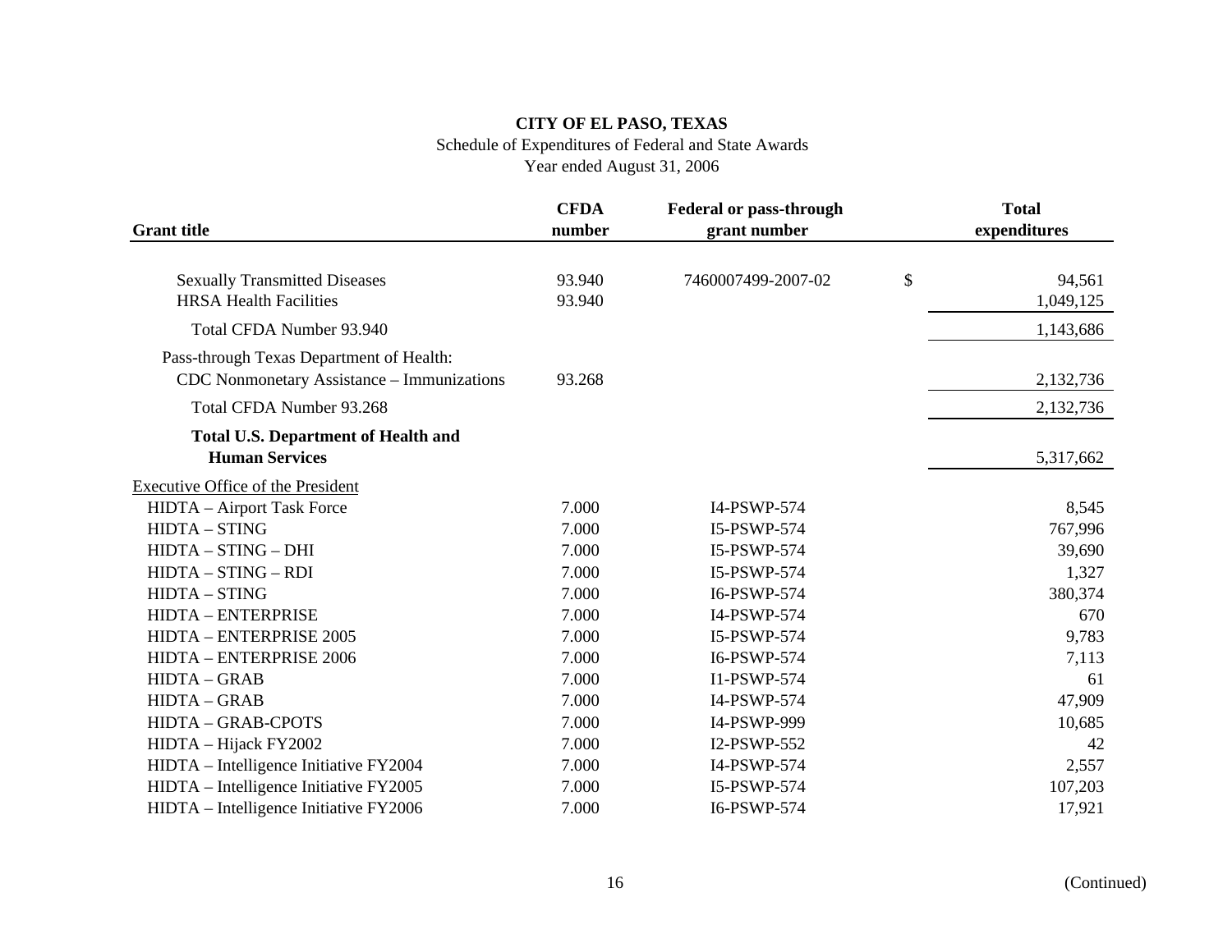**CITY OF EL PASO, TEXAS**

Schedule of Expenditures of Federal and State Awards

Year ended August 31, 2006

| Grant title | CFDA number | Federal or pass-through grant number | Total expenditures |
|---|---|---|---|
| Sexually Transmitted Diseases | 93.940 | 7460007499-2007-02 | $ 94,561 |
| HRSA Health Facilities | 93.940 | | 1,049,125 |
| Total CFDA Number 93.940 | | | 1,143,686 |
| Pass-through Texas Department of Health: | | | |
| CDC Nonmonetary Assistance – Immunizations | 93.268 | | 2,132,736 |
| Total CFDA Number 93.268 | | | 2,132,736 |
| **Total U.S. Department of Health and Human Services** | | | 5,317,662 |
| Executive Office of the President | | | |
| HIDTA – Airport Task Force | 7.000 | I4-PSWP-574 | 8,545 |
| HIDTA – STING | 7.000 | I5-PSWP-574 | 767,996 |
| HIDTA – STING – DHI | 7.000 | I5-PSWP-574 | 39,690 |
| HIDTA – STING – RDI | 7.000 | I5-PSWP-574 | 1,327 |
| HIDTA – STING | 7.000 | I6-PSWP-574 | 380,374 |
| HIDTA – ENTERPRISE | 7.000 | I4-PSWP-574 | 670 |
| HIDTA – ENTERPRISE 2005 | 7.000 | I5-PSWP-574 | 9,783 |
| HIDTA – ENTERPRISE 2006 | 7.000 | I6-PSWP-574 | 7,113 |
| HIDTA – GRAB | 7.000 | I1-PSWP-574 | 61 |
| HIDTA – GRAB | 7.000 | I4-PSWP-574 | 47,909 |
| HIDTA – GRAB-CPOTS | 7.000 | I4-PSWP-999 | 10,685 |
| HIDTA – Hijack FY2002 | 7.000 | I2-PSWP-552 | 42 |
| HIDTA – Intelligence Initiative FY2004 | 7.000 | I4-PSWP-574 | 2,557 |
| HIDTA – Intelligence Initiative FY2005 | 7.000 | I5-PSWP-574 | 107,203 |
| HIDTA – Intelligence Initiative FY2006 | 7.000 | I6-PSWP-574 | 17,921 |

(Continued)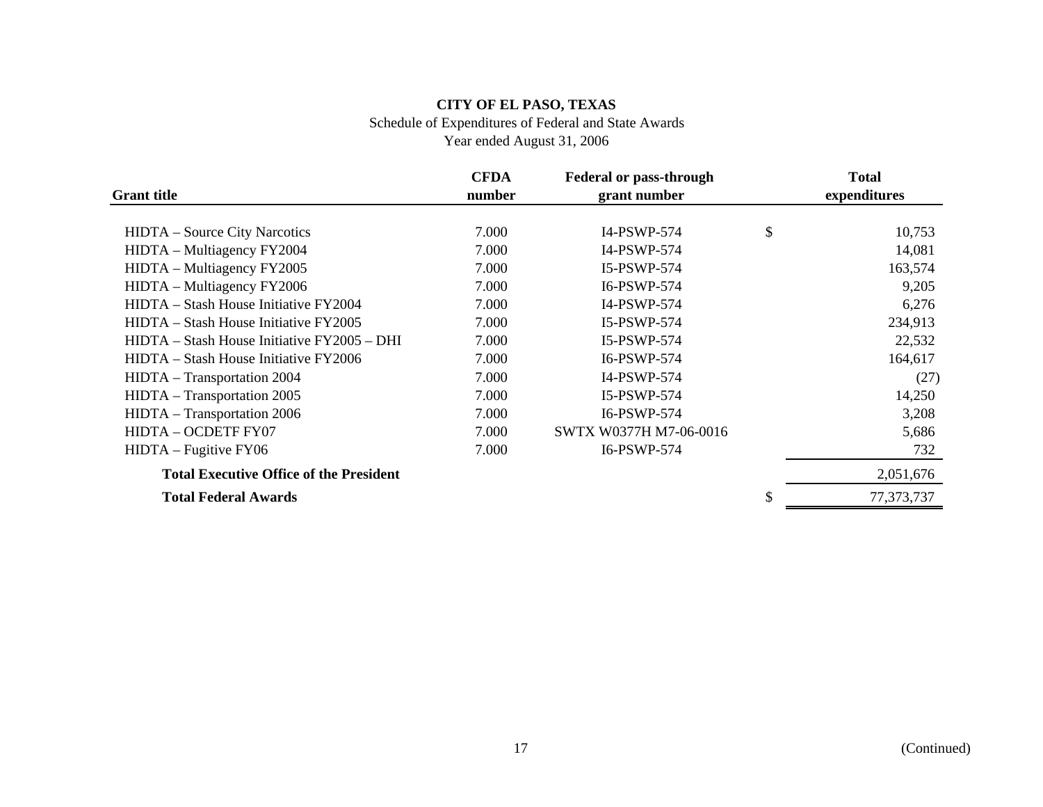**CITY OF EL PASO, TEXAS**

Schedule of Expenditures of Federal and State Awards

Year ended August 31, 2006

| Grant title | CFDA number | Federal or pass-through grant number | | Total expenditures |
|---|---|---|---|---|
| HIDTA – Source City Narcotics | 7.000 | I4-PSWP-574 | $ | 10,753 |
| HIDTA – Multiagency FY2004 | 7.000 | I4-PSWP-574 | | 14,081 |
| HIDTA – Multiagency FY2005 | 7.000 | I5-PSWP-574 | | 163,574 |
| HIDTA – Multiagency FY2006 | 7.000 | I6-PSWP-574 | | 9,205 |
| HIDTA – Stash House Initiative FY2004 | 7.000 | I4-PSWP-574 | | 6,276 |
| HIDTA – Stash House Initiative FY2005 | 7.000 | I5-PSWP-574 | | 234,913 |
| HIDTA – Stash House Initiative FY2005 – DHI | 7.000 | I5-PSWP-574 | | 22,532 |
| HIDTA – Stash House Initiative FY2006 | 7.000 | I6-PSWP-574 | | 164,617 |
| HIDTA – Transportation 2004 | 7.000 | I4-PSWP-574 | | (27) |
| HIDTA – Transportation 2005 | 7.000 | I5-PSWP-574 | | 14,250 |
| HIDTA – Transportation 2006 | 7.000 | I6-PSWP-574 | | 3,208 |
| HIDTA – OCDETF FY07 | 7.000 | SWTX W0377H M7-06-0016 | | 5,686 |
| HIDTA – Fugitive FY06 | 7.000 | I6-PSWP-574 | | 732 |
| **Total Executive Office of the President** | | | | 2,051,676 |
| **Total Federal Awards** | | | $ | 77,373,737 |

(Continued)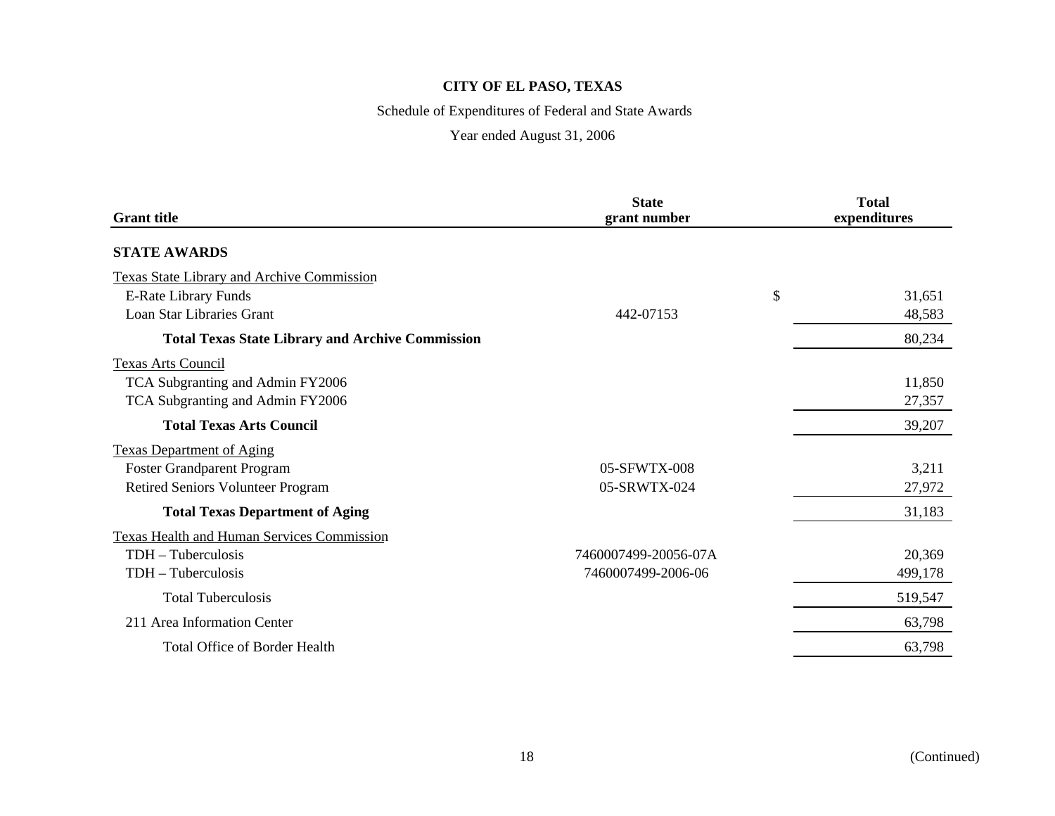**CITY OF EL PASO, TEXAS**

Schedule of Expenditures of Federal and State Awards

Year ended August 31, 2006

| Grant title | State grant number | Total expenditures |
|---|---|---|
| **STATE AWARDS** | | |
| Texas State Library and Archive Commission | | |
| E-Rate Library Funds | | $ 31,651 |
| Loan Star Libraries Grant | 442-07153 | 48,583 |
| **Total Texas State Library and Archive Commission** | | 80,234 |
| Texas Arts Council | | |
| TCA Subgranting and Admin FY2006 | | 11,850 |
| TCA Subgranting and Admin FY2006 | | 27,357 |
| **Total Texas Arts Council** | | 39,207 |
| Texas Department of Aging | | |
| Foster Grandparent Program | 05-SFWTX-008 | 3,211 |
| Retired Seniors Volunteer Program | 05-SRWTX-024 | 27,972 |
| **Total Texas Department of Aging** | | 31,183 |
| Texas Health and Human Services Commission | | |
| TDH – Tuberculosis | 7460007499-20056-07A | 20,369 |
| TDH – Tuberculosis | 7460007499-2006-06 | 499,178 |
| Total Tuberculosis | | 519,547 |
| 211 Area Information Center | | 63,798 |
| Total Office of Border Health | | 63,798 |

(Continued)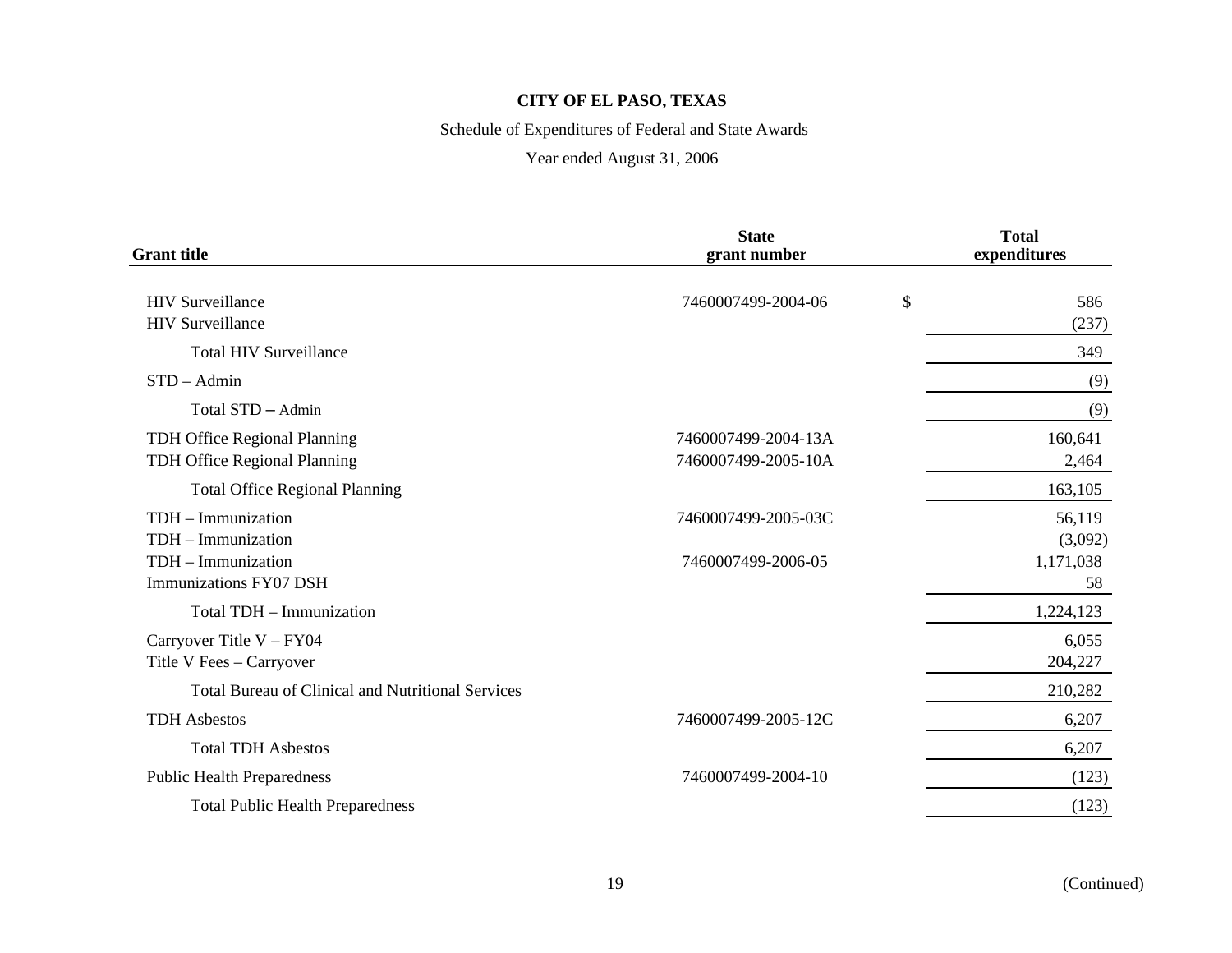**CITY OF EL PASO, TEXAS**

Schedule of Expenditures of Federal and State Awards

Year ended August 31, 2006

| Grant title | State grant number | Total expenditures |
|---|---|---|
| HIV Surveillance | 7460007499-2004-06 | $ 586 |
| HIV Surveillance | | (237) |
| Total HIV Surveillance | | 349 |
| STD – Admin | | (9) |
| Total STD – Admin | | (9) |
| TDH Office Regional Planning | 7460007499-2004-13A | 160,641 |
| TDH Office Regional Planning | 7460007499-2005-10A | 2,464 |
| Total Office Regional Planning | | 163,105 |
| TDH – Immunization | 7460007499-2005-03C | 56,119 |
| TDH – Immunization | | (3,092) |
| TDH – Immunization | 7460007499-2006-05 | 1,171,038 |
| Immunizations FY07 DSH | | 58 |
| Total TDH – Immunization | | 1,224,123 |
| Carryover Title V – FY04 | | 6,055 |
| Title V Fees – Carryover | | 204,227 |
| Total Bureau of Clinical and Nutritional Services | | 210,282 |
| TDH Asbestos | 7460007499-2005-12C | 6,207 |
| Total TDH Asbestos | | 6,207 |
| Public Health Preparedness | 7460007499-2004-10 | (123) |
| Total Public Health Preparedness | | (123) |

(Continued)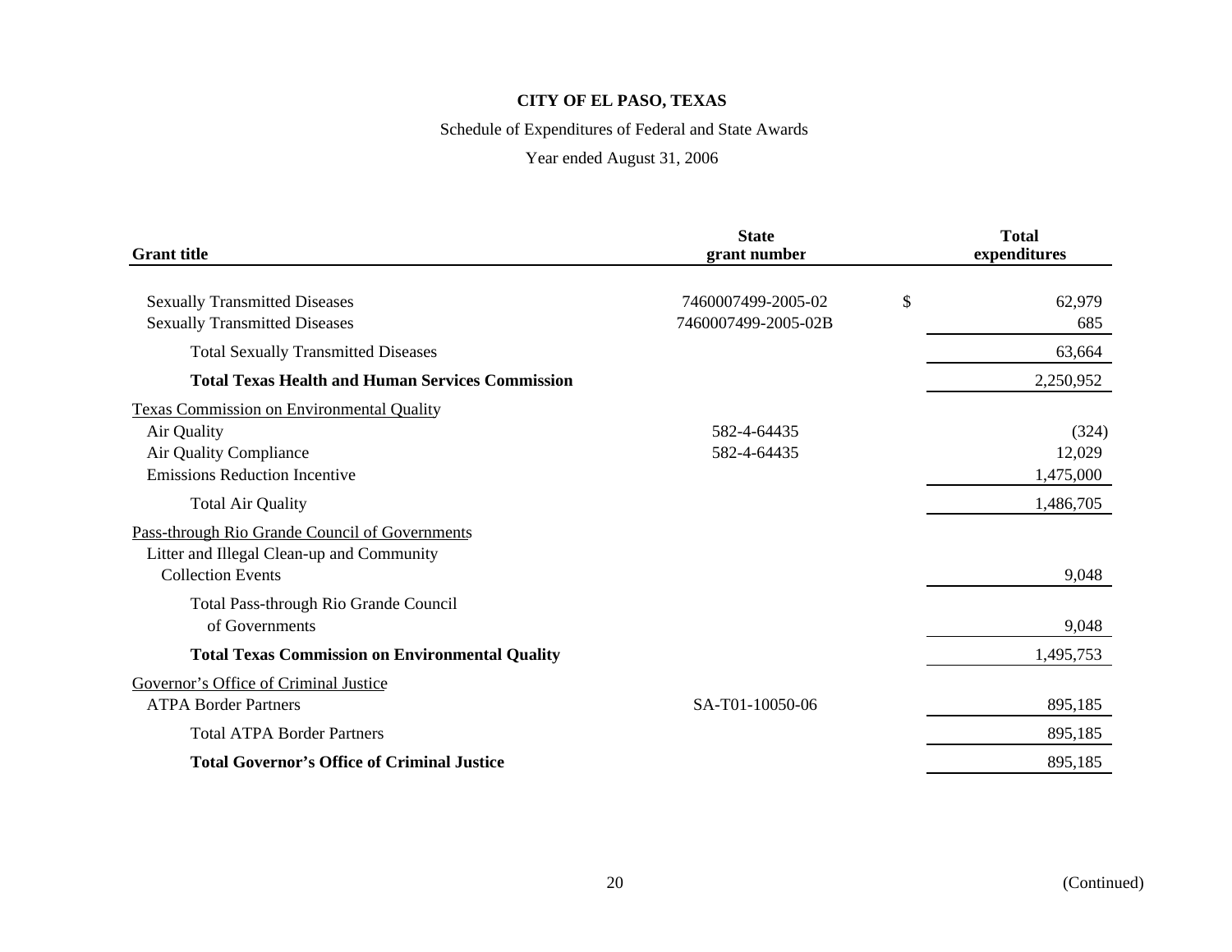**CITY OF EL PASO, TEXAS**

Schedule of Expenditures of Federal and State Awards

Year ended August 31, 2006

| Grant title | State grant number | | Total expenditures |
|---|---|---|---|
| Sexually Transmitted Diseases | 7460007499-2005-02 | $ | 62,979 |
| Sexually Transmitted Diseases | 7460007499-2005-02B | | 685 |
| Total Sexually Transmitted Diseases | | | 63,664 |
| **Total Texas Health and Human Services Commission** | | | 2,250,952 |
| Texas Commission on Environmental Quality | | | |
| Air Quality | 582-4-64435 | | (324) |
| Air Quality Compliance | 582-4-64435 | | 12,029 |
| Emissions Reduction Incentive | | | 1,475,000 |
| Total Air Quality | | | 1,486,705 |
| Pass-through Rio Grande Council of Governments | | | |
| Litter and Illegal Clean-up and Community Collection Events | | | 9,048 |
| Total Pass-through Rio Grande Council of Governments | | | 9,048 |
| **Total Texas Commission on Environmental Quality** | | | 1,495,753 |
| Governor's Office of Criminal Justice | | | |
| ATPA Border Partners | SA-T01-10050-06 | | 895,185 |
| Total ATPA Border Partners | | | 895,185 |
| **Total Governor's Office of Criminal Justice** | | | 895,185 |

(Continued)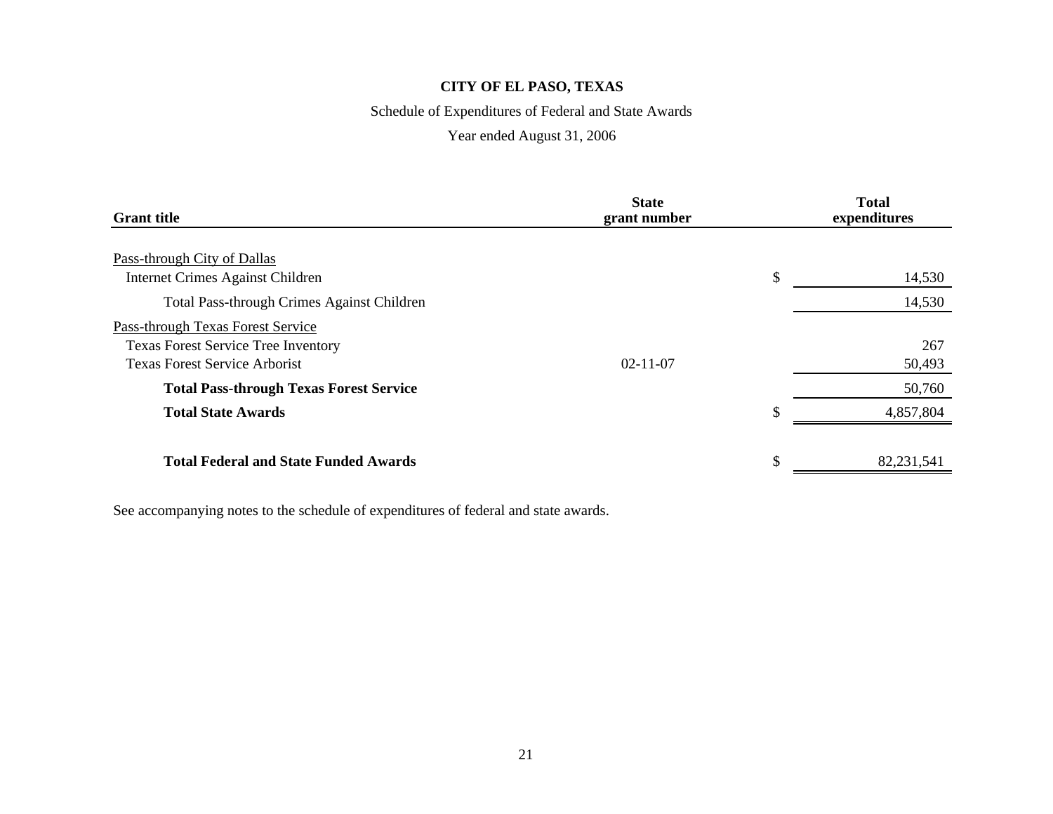# CITY OF EL PASO, TEXAS

Schedule of Expenditures of Federal and State Awards

Year ended August 31, 2006

| Grant title | State grant number | Total expenditures |
|---|---|---|
| Pass-through City of Dallas | | |
| Internet Crimes Against Children | | $ 14,530 |
| Total Pass-through Crimes Against Children | | 14,530 |
| Pass-through Texas Forest Service | | |
| Texas Forest Service Tree Inventory | | 267 |
| Texas Forest Service Arborist | 02-11-07 | 50,493 |
| **Total Pass-through Texas Forest Service** | | 50,760 |
| **Total State Awards** | | $ 4,857,804 |
| **Total Federal and State Funded Awards** | | $ 82,231,541 |

See accompanying notes to the schedule of expenditures of federal and state awards.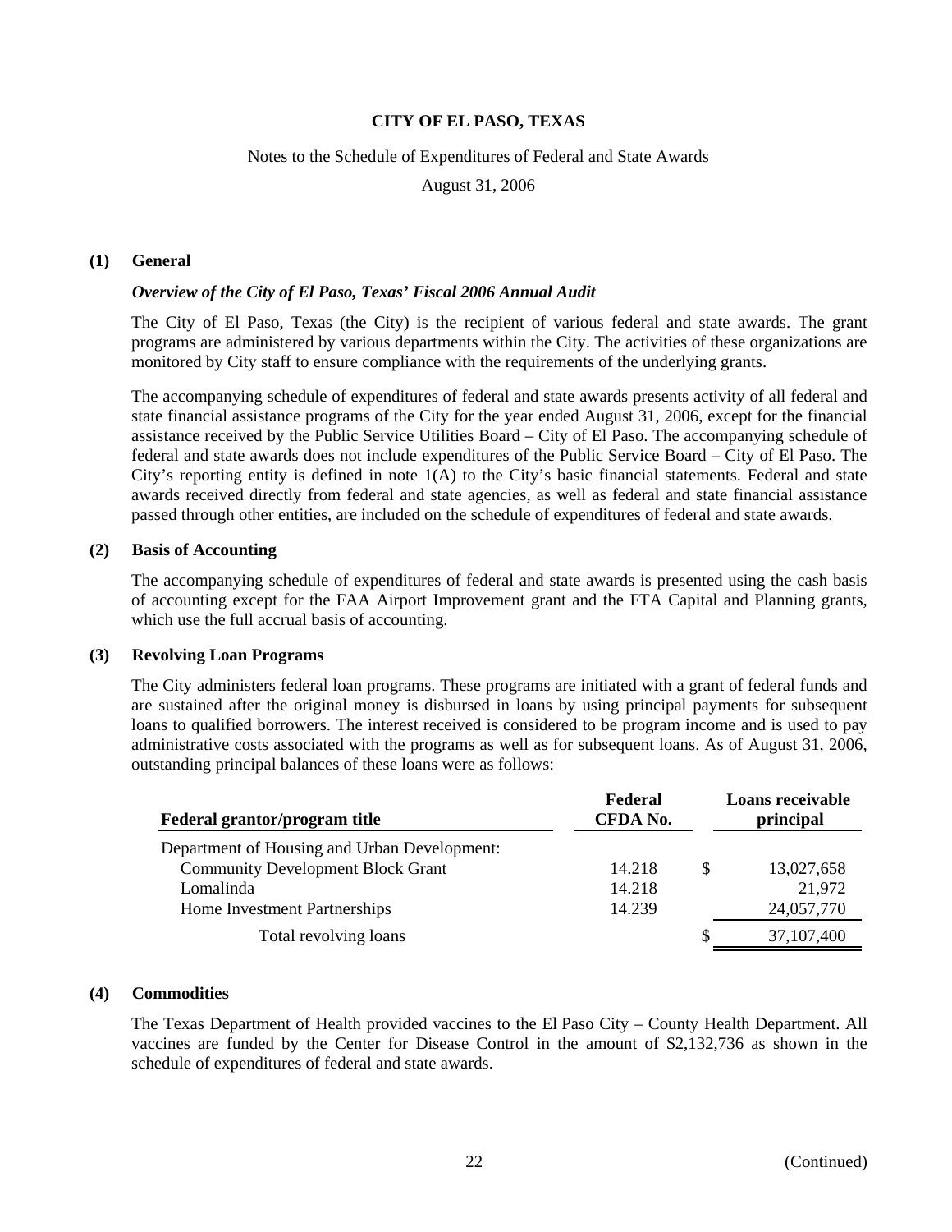# CITY OF EL PASO, TEXAS

Notes to the Schedule of Expenditures of Federal and State Awards

August 31, 2006

## (1) General

### *Overview of the City of El Paso, Texas' Fiscal 2006 Annual Audit*

The City of El Paso, Texas (the City) is the recipient of various federal and state awards. The grant programs are administered by various departments within the City. The activities of these organizations are monitored by City staff to ensure compliance with the requirements of the underlying grants.

The accompanying schedule of expenditures of federal and state awards presents activity of all federal and state financial assistance programs of the City for the year ended August 31, 2006, except for the financial assistance received by the Public Service Utilities Board – City of El Paso. The accompanying schedule of federal and state awards does not include expenditures of the Public Service Board – City of El Paso. The City's reporting entity is defined in note 1(A) to the City's basic financial statements. Federal and state awards received directly from federal and state agencies, as well as federal and state financial assistance passed through other entities, are included on the schedule of expenditures of federal and state awards.

## (2) Basis of Accounting

The accompanying schedule of expenditures of federal and state awards is presented using the cash basis of accounting except for the FAA Airport Improvement grant and the FTA Capital and Planning grants, which use the full accrual basis of accounting.

## (3) Revolving Loan Programs

The City administers federal loan programs. These programs are initiated with a grant of federal funds and are sustained after the original money is disbursed in loans by using principal payments for subsequent loans to qualified borrowers. The interest received is considered to be program income and is used to pay administrative costs associated with the programs as well as for subsequent loans. As of August 31, 2006, outstanding principal balances of these loans were as follows:

| Federal grantor/program title | Federal CFDA No. | Loans receivable principal |
|---|---|---|
| Department of Housing and Urban Development: | | |
| Community Development Block Grant | 14.218 | $ 13,027,658 |
| Lomalinda | 14.218 | 21,972 |
| Home Investment Partnerships | 14.239 | 24,057,770 |
| Total revolving loans | | $ 37,107,400 |

## (4) Commodities

The Texas Department of Health provided vaccines to the El Paso City – County Health Department. All vaccines are funded by the Center for Disease Control in the amount of $2,132,736 as shown in the schedule of expenditures of federal and state awards.

(Continued)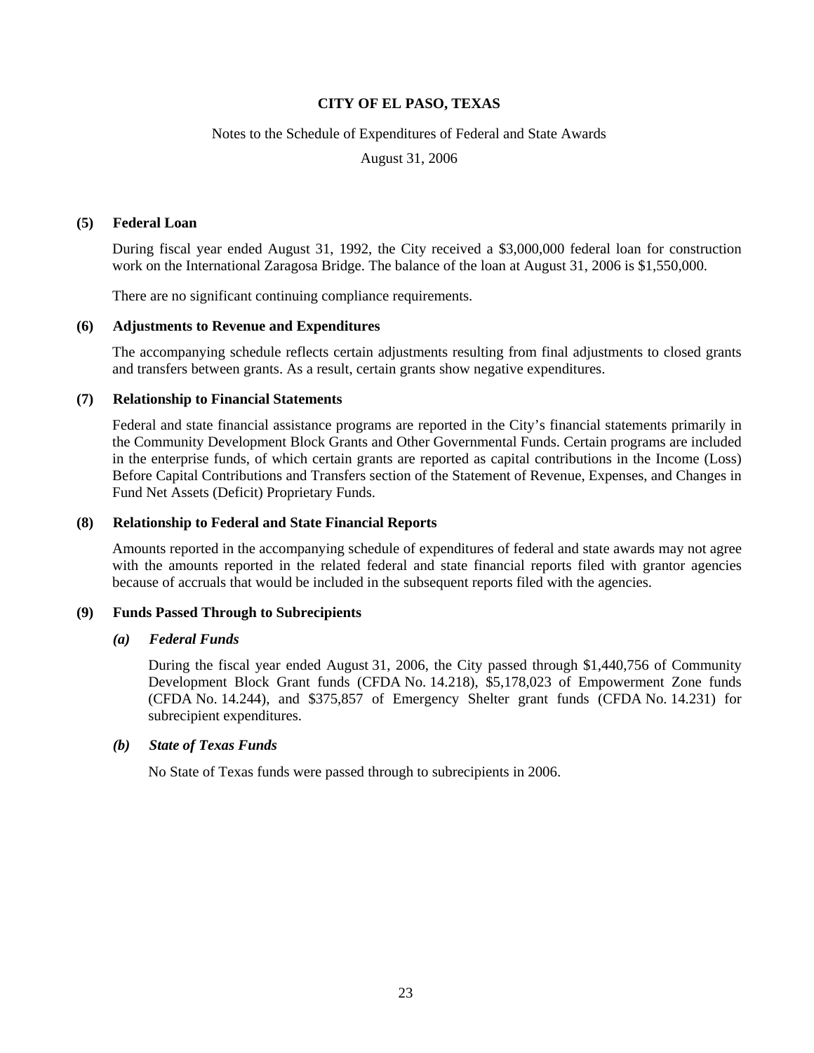# CITY OF EL PASO, TEXAS

Notes to the Schedule of Expenditures of Federal and State Awards

August 31, 2006

## (5) Federal Loan

During fiscal year ended August 31, 1992, the City received a $3,000,000 federal loan for construction work on the International Zaragosa Bridge. The balance of the loan at August 31, 2006 is $1,550,000.

There are no significant continuing compliance requirements.

## (6) Adjustments to Revenue and Expenditures

The accompanying schedule reflects certain adjustments resulting from final adjustments to closed grants and transfers between grants. As a result, certain grants show negative expenditures.

## (7) Relationship to Financial Statements

Federal and state financial assistance programs are reported in the City's financial statements primarily in the Community Development Block Grants and Other Governmental Funds. Certain programs are included in the enterprise funds, of which certain grants are reported as capital contributions in the Income (Loss) Before Capital Contributions and Transfers section of the Statement of Revenue, Expenses, and Changes in Fund Net Assets (Deficit) Proprietary Funds.

## (8) Relationship to Federal and State Financial Reports

Amounts reported in the accompanying schedule of expenditures of federal and state awards may not agree with the amounts reported in the related federal and state financial reports filed with grantor agencies because of accruals that would be included in the subsequent reports filed with the agencies.

## (9) Funds Passed Through to Subrecipients

### *(a) Federal Funds*

During the fiscal year ended August 31, 2006, the City passed through $1,440,756 of Community Development Block Grant funds (CFDA No. 14.218), $5,178,023 of Empowerment Zone funds (CFDA No. 14.244), and $375,857 of Emergency Shelter grant funds (CFDA No. 14.231) for subrecipient expenditures.

### *(b) State of Texas Funds*

No State of Texas funds were passed through to subrecipients in 2006.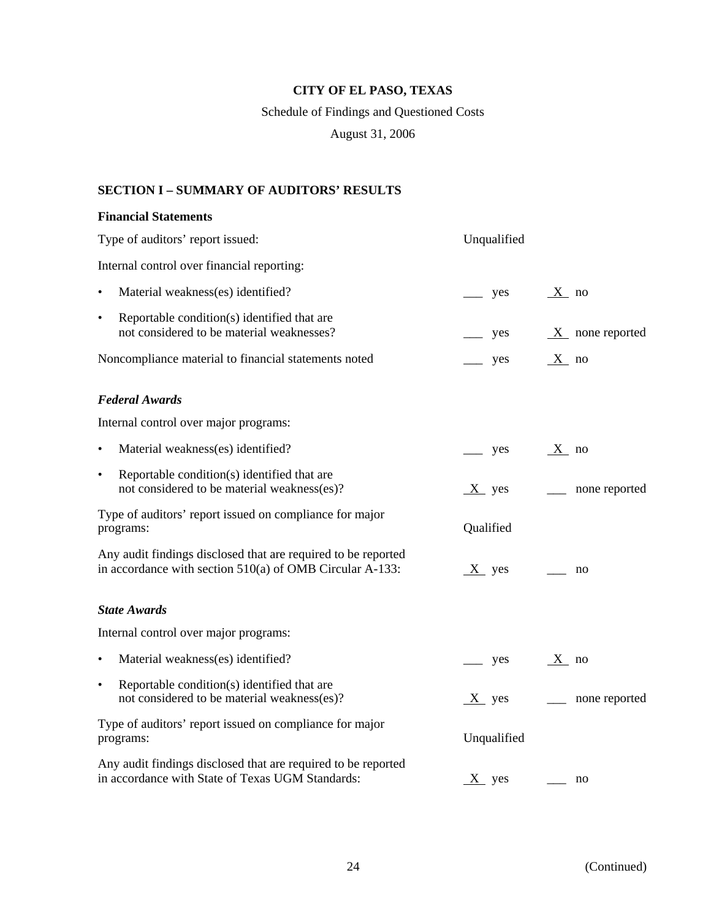**CITY OF EL PASO, TEXAS**

Schedule of Findings and Questioned Costs

August 31, 2006

**SECTION I – SUMMARY OF AUDITORS' RESULTS**

**Financial Statements**

Type of auditors' report issued: Unqualified

Internal control over financial reporting:

- Material weakness(es) identified? ___ yes _X_ no
- Reportable condition(s) identified that are not considered to be material weaknesses? ___ yes _X_ none reported

Noncompliance material to financial statements noted ___ yes _X_ no

***Federal Awards***

Internal control over major programs:

- Material weakness(es) identified? ___ yes _X_ no
- Reportable condition(s) identified that are not considered to be material weakness(es)? _X_ yes ___ none reported

Type of auditors' report issued on compliance for major programs: Qualified

Any audit findings disclosed that are required to be reported in accordance with section 510(a) of OMB Circular A-133: _X_ yes ___ no

***State Awards***

Internal control over major programs:

- Material weakness(es) identified? ___ yes _X_ no
- Reportable condition(s) identified that are not considered to be material weakness(es)? _X_ yes ___ none reported

Type of auditors' report issued on compliance for major programs: Unqualified

Any audit findings disclosed that are required to be reported in accordance with State of Texas UGM Standards: _X_ yes ___ no

(Continued)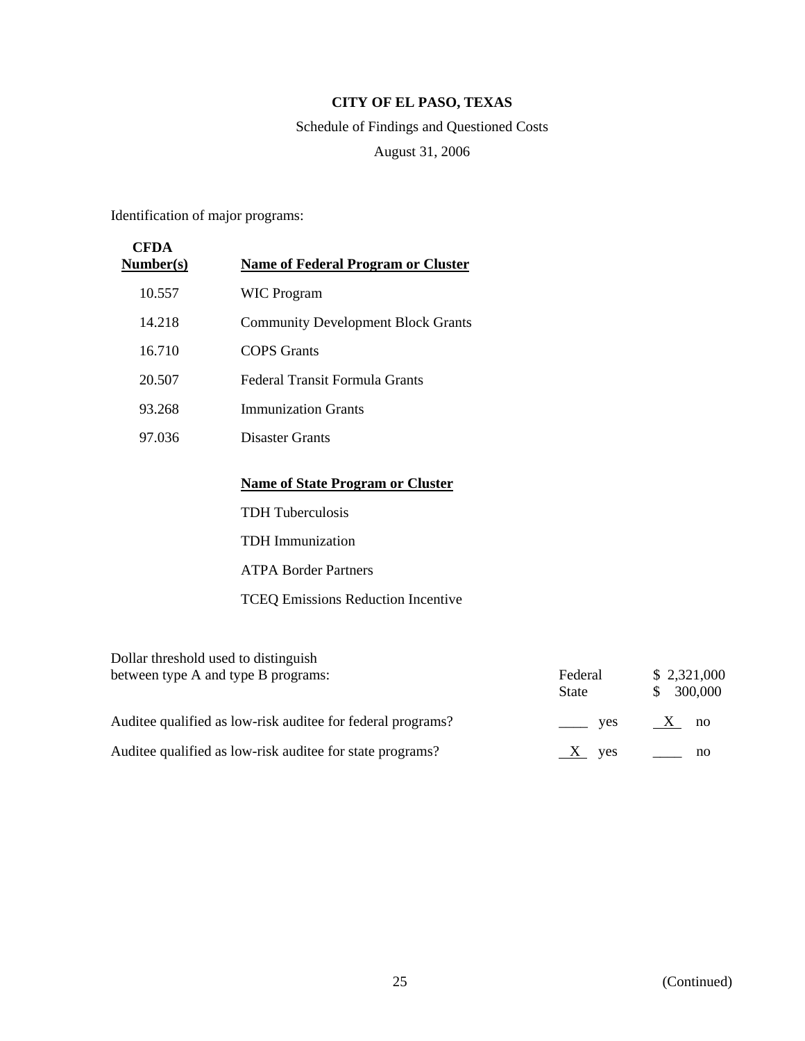**CITY OF EL PASO, TEXAS**

Schedule of Findings and Questioned Costs

August 31, 2006

Identification of major programs:

| CFDA Number(s) | Name of Federal Program or Cluster |
|---|---|
| 10.557 | WIC Program |
| 14.218 | Community Development Block Grants |
| 16.710 | COPS Grants |
| 20.507 | Federal Transit Formula Grants |
| 93.268 | Immunization Grants |
| 97.036 | Disaster Grants |

| Name of State Program or Cluster |
|---|
| TDH Tuberculosis |
| TDH Immunization |
| ATPA Border Partners |
| TCEQ Emissions Reduction Incentive |

| | | |
|---|---|---|
| Dollar threshold used to distinguish between type A and type B programs: | Federal | $ 2,321,000 |
| | State | $ 300,000 |
| Auditee qualified as low-risk auditee for federal programs? | ____ yes | X no |
| Auditee qualified as low-risk auditee for state programs? | X yes | ____ no |

(Continued)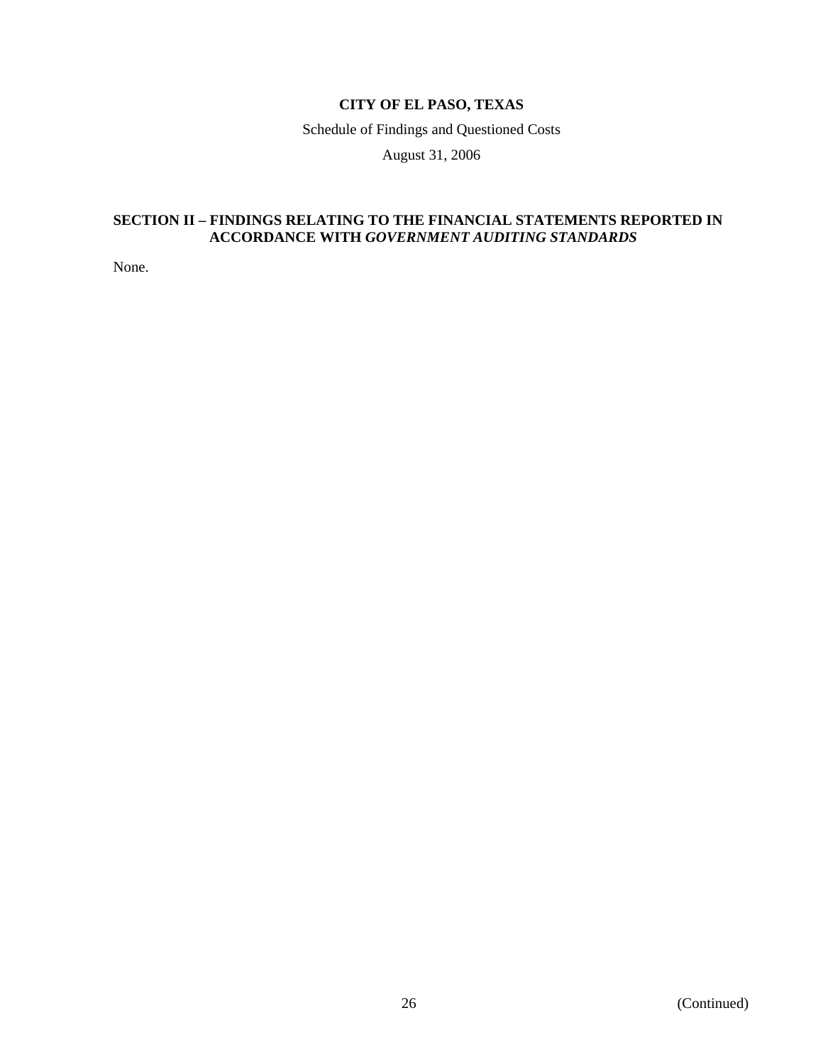**CITY OF EL PASO, TEXAS**

Schedule of Findings and Questioned Costs

August 31, 2006

## SECTION II – FINDINGS RELATING TO THE FINANCIAL STATEMENTS REPORTED IN ACCORDANCE WITH *GOVERNMENT AUDITING STANDARDS*

None.

(Continued)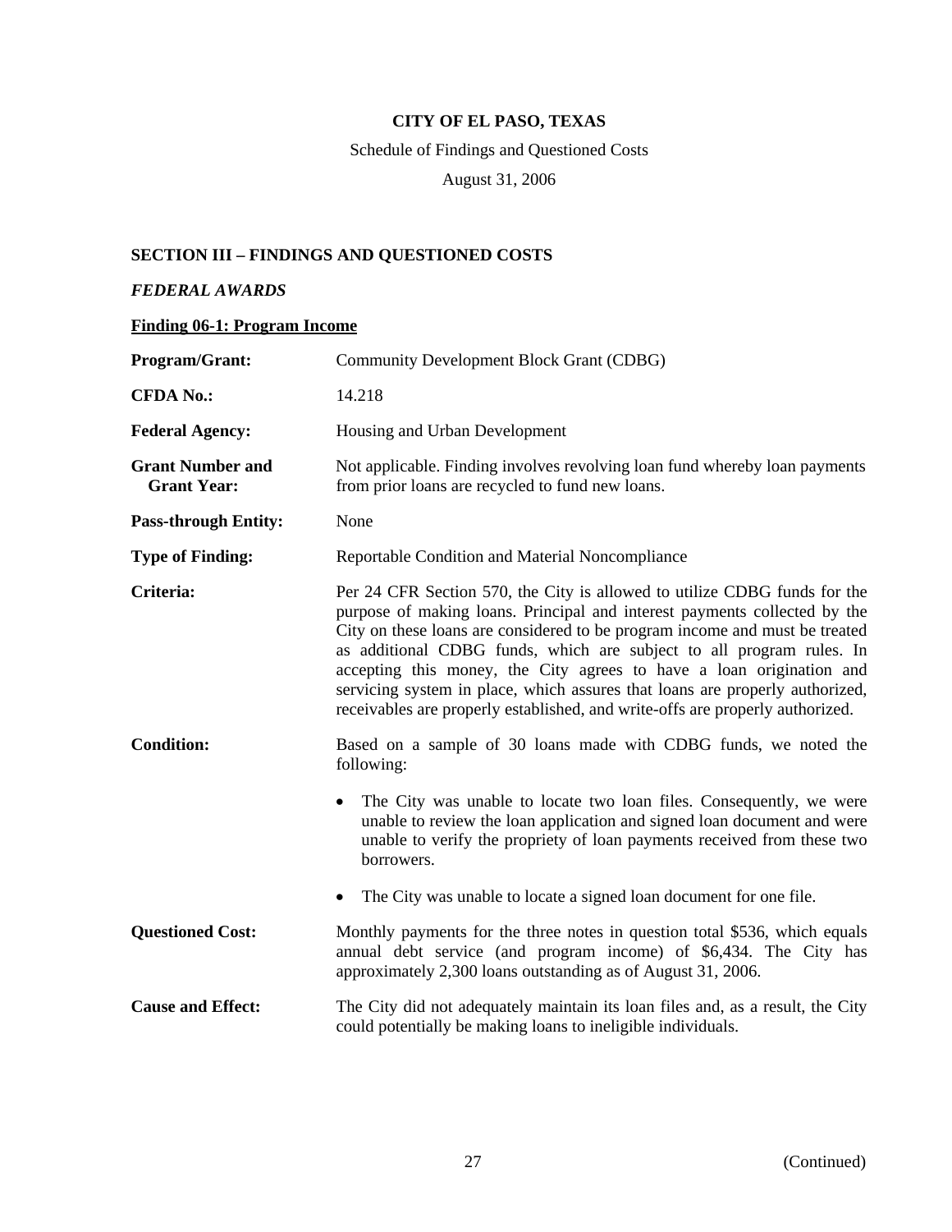**CITY OF EL PASO, TEXAS**

Schedule of Findings and Questioned Costs

August 31, 2006

## SECTION III – FINDINGS AND QUESTIONED COSTS

***FEDERAL AWARDS***

**Finding 06-1: Program Income**

**Program/Grant:** Community Development Block Grant (CDBG)

**CFDA No.:** 14.218

**Federal Agency:** Housing and Urban Development

**Grant Number and Grant Year:** Not applicable. Finding involves revolving loan fund whereby loan payments from prior loans are recycled to fund new loans.

**Pass-through Entity:** None

**Type of Finding:** Reportable Condition and Material Noncompliance

**Criteria:** Per 24 CFR Section 570, the City is allowed to utilize CDBG funds for the purpose of making loans. Principal and interest payments collected by the City on these loans are considered to be program income and must be treated as additional CDBG funds, which are subject to all program rules. In accepting this money, the City agrees to have a loan origination and servicing system in place, which assures that loans are properly authorized, receivables are properly established, and write-offs are properly authorized.

**Condition:** Based on a sample of 30 loans made with CDBG funds, we noted the following:

- The City was unable to locate two loan files. Consequently, we were unable to review the loan application and signed loan document and were unable to verify the propriety of loan payments received from these two borrowers.
- The City was unable to locate a signed loan document for one file.

**Questioned Cost:** Monthly payments for the three notes in question total $536, which equals annual debt service (and program income) of $6,434. The City has approximately 2,300 loans outstanding as of August 31, 2006.

**Cause and Effect:** The City did not adequately maintain its loan files and, as a result, the City could potentially be making loans to ineligible individuals.

(Continued)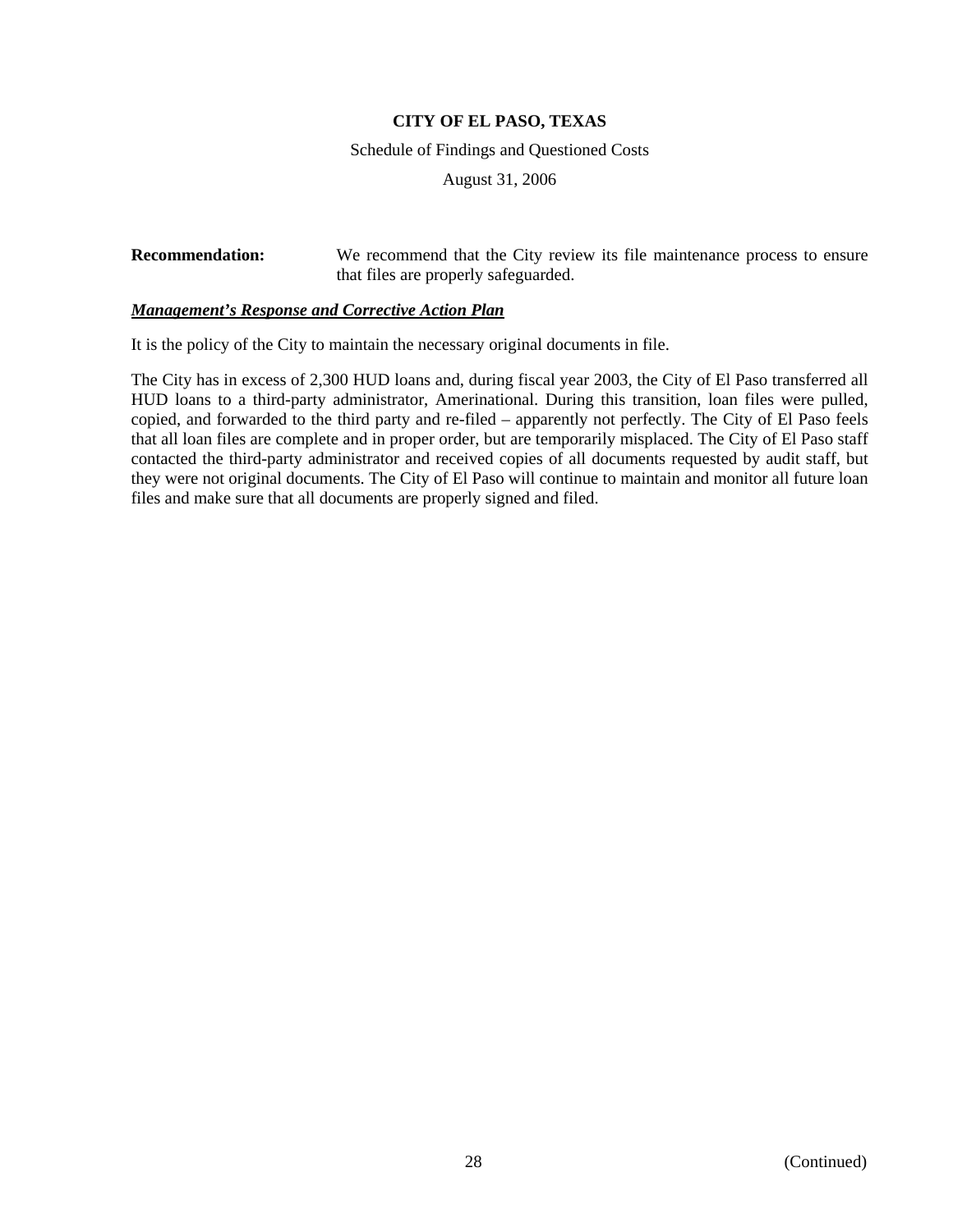**CITY OF EL PASO, TEXAS**

Schedule of Findings and Questioned Costs

August 31, 2006

**Recommendation:** We recommend that the City review its file maintenance process to ensure that files are properly safeguarded.

***Management's Response and Corrective Action Plan***

It is the policy of the City to maintain the necessary original documents in file.

The City has in excess of 2,300 HUD loans and, during fiscal year 2003, the City of El Paso transferred all HUD loans to a third-party administrator, Amerinational. During this transition, loan files were pulled, copied, and forwarded to the third party and re-filed – apparently not perfectly. The City of El Paso feels that all loan files are complete and in proper order, but are temporarily misplaced. The City of El Paso staff contacted the third-party administrator and received copies of all documents requested by audit staff, but they were not original documents. The City of El Paso will continue to maintain and monitor all future loan files and make sure that all documents are properly signed and filed.

(Continued)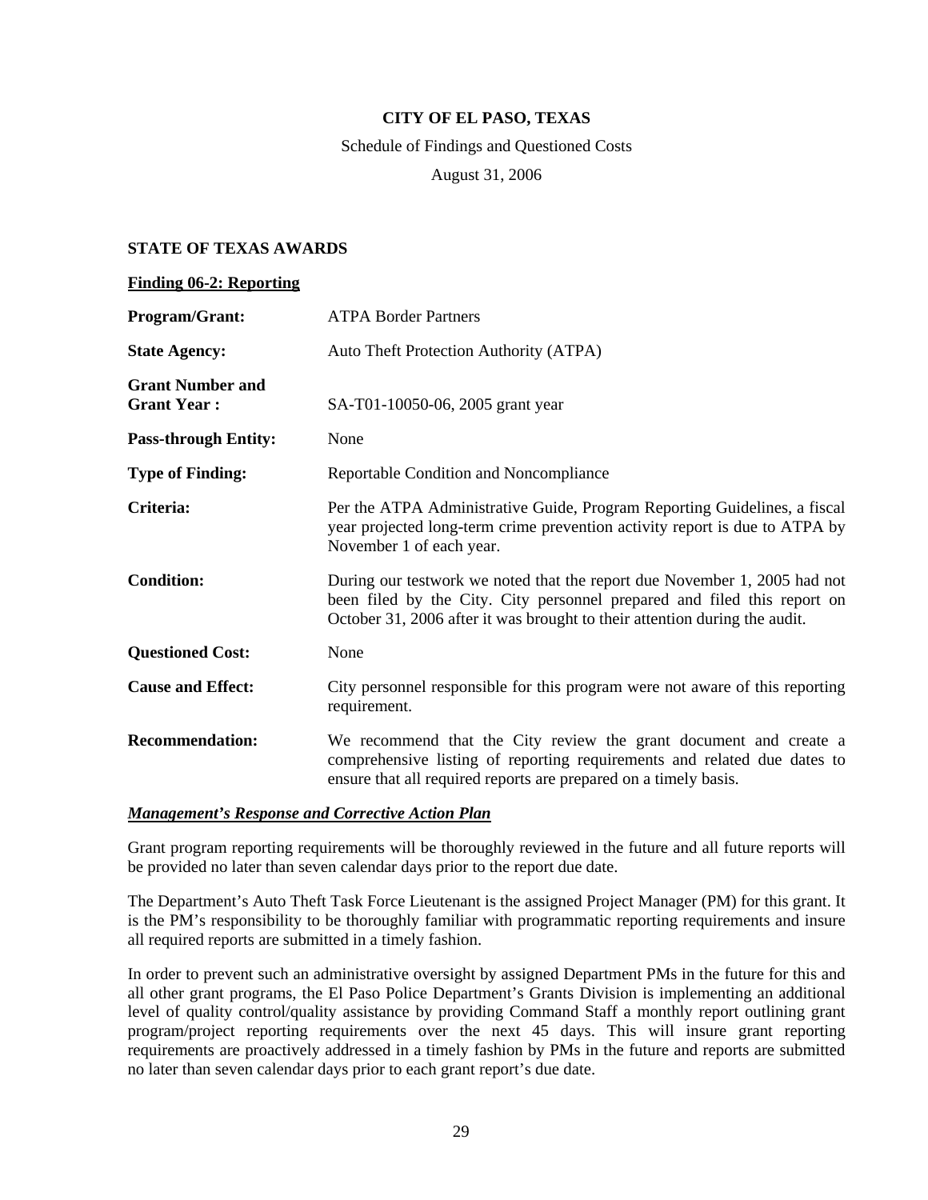# CITY OF EL PASO, TEXAS

Schedule of Findings and Questioned Costs

August 31, 2006

## STATE OF TEXAS AWARDS

**Finding 06-2: Reporting**

| | |
|---|---|
| **Program/Grant:** | ATPA Border Partners |
| **State Agency:** | Auto Theft Protection Authority (ATPA) |
| **Grant Number and Grant Year :** | SA-T01-10050-06, 2005 grant year |
| **Pass-through Entity:** | None |
| **Type of Finding:** | Reportable Condition and Noncompliance |
| **Criteria:** | Per the ATPA Administrative Guide, Program Reporting Guidelines, a fiscal year projected long-term crime prevention activity report is due to ATPA by November 1 of each year. |
| **Condition:** | During our testwork we noted that the report due November 1, 2005 had not been filed by the City. City personnel prepared and filed this report on October 31, 2006 after it was brought to their attention during the audit. |
| **Questioned Cost:** | None |
| **Cause and Effect:** | City personnel responsible for this program were not aware of this reporting requirement. |
| **Recommendation:** | We recommend that the City review the grant document and create a comprehensive listing of reporting requirements and related due dates to ensure that all required reports are prepared on a timely basis. |

***Management's Response and Corrective Action Plan***

Grant program reporting requirements will be thoroughly reviewed in the future and all future reports will be provided no later than seven calendar days prior to the report due date.

The Department's Auto Theft Task Force Lieutenant is the assigned Project Manager (PM) for this grant. It is the PM's responsibility to be thoroughly familiar with programmatic reporting requirements and insure all required reports are submitted in a timely fashion.

In order to prevent such an administrative oversight by assigned Department PMs in the future for this and all other grant programs, the El Paso Police Department's Grants Division is implementing an additional level of quality control/quality assistance by providing Command Staff a monthly report outlining grant program/project reporting requirements over the next 45 days. This will insure grant reporting requirements are proactively addressed in a timely fashion by PMs in the future and reports are submitted no later than seven calendar days prior to each grant report's due date.